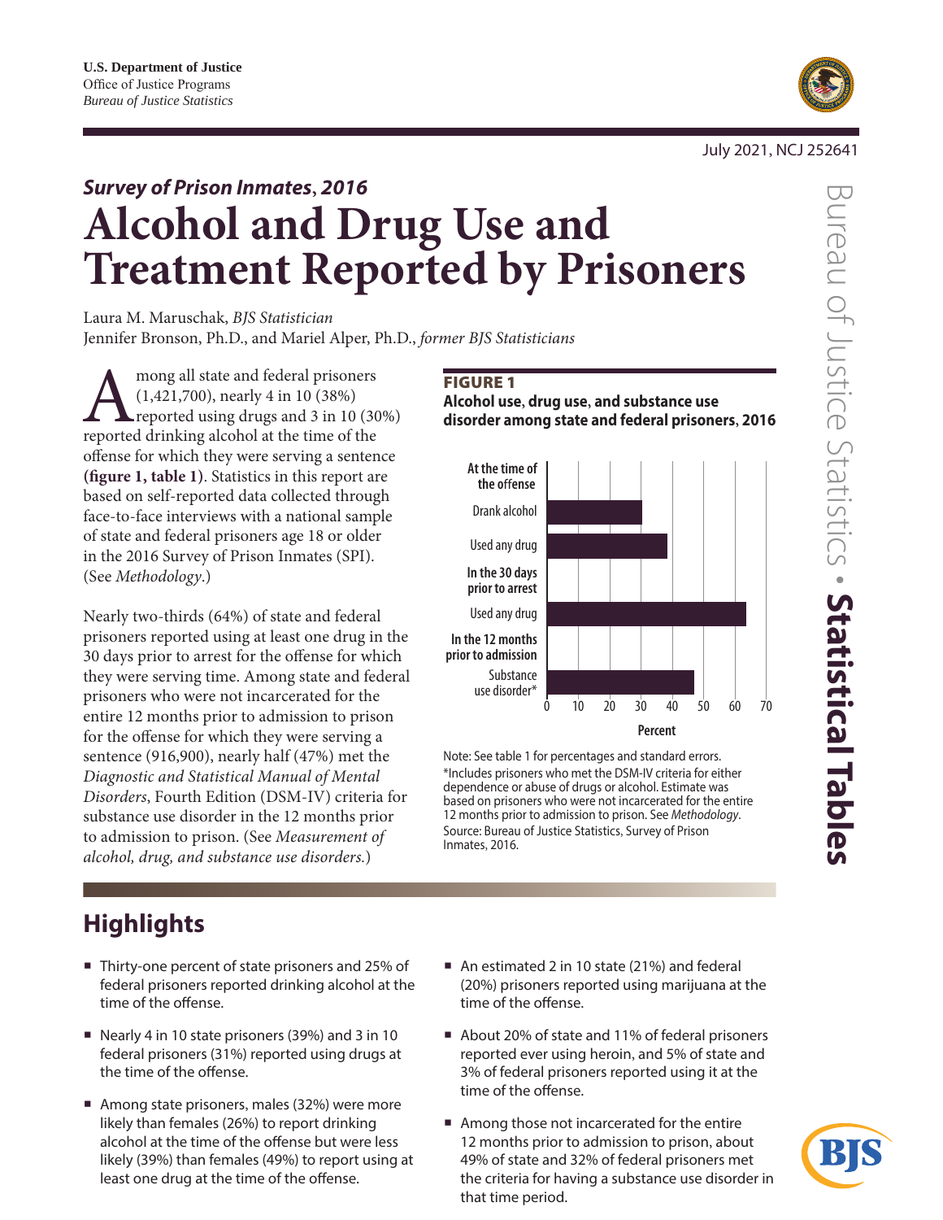U.S. Department of Justice
Office of Justice Programs
*Bureau of Justice Statistics*

July 2021, NCJ 252641

***Survey of Prison Inmates*, 2016**

# Alcohol and Drug Use and Treatment Reported by Prisoners

Laura M. Maruschak, *BJS Statistician*
Jennifer Bronson, Ph.D., and Mariel Alper, Ph.D., *former BJS Statisticians*

Among all state and federal prisoners (1,421,700), nearly 4 in 10 (38%) reported using drugs and 3 in 10 (30%) reported drinking alcohol at the time of the offense for which they were serving a sentence **(figure 1, table 1)**. Statistics in this report are based on self-reported data collected through face-to-face interviews with a national sample of state and federal prisoners age 18 or older in the 2016 Survey of Prison Inmates (SPI). (See *Methodology*.)

Nearly two-thirds (64%) of state and federal prisoners reported using at least one drug in the 30 days prior to arrest for the offense for which they were serving time. Among state and federal prisoners who were not incarcerated for the entire 12 months prior to admission to prison for the offense for which they were serving a sentence (916,900), nearly half (47%) met the *Diagnostic and Statistical Manual of Mental Disorders*, Fourth Edition (DSM-IV) criteria for substance use disorder in the 12 months prior to admission to prison. (See *Measurement of alcohol, drug, and substance use disorders.*)

**FIGURE 1**
**Alcohol use, drug use, and substance use disorder among state and federal prisoners, 2016**

| | Percent |
|---|---|
| **At the time of the offense** | |
| Drank alcohol | ~30 |
| Used any drug | ~38 |
| **In the 30 days prior to arrest** | |
| Used any drug | ~64 |
| **In the 12 months prior to admission** | |
| Substance use disorder* | ~47 |

Note: See table 1 for percentages and standard errors.
*Includes prisoners who met the DSM-IV criteria for either dependence or abuse of drugs or alcohol. Estimate was based on prisoners who were not incarcerated for the entire 12 months prior to admission to prison. See *Methodology*.
Source: Bureau of Justice Statistics, Survey of Prison Inmates, 2016.

## Highlights

- Thirty-one percent of state prisoners and 25% of federal prisoners reported drinking alcohol at the time of the offense.
- Nearly 4 in 10 state prisoners (39%) and 3 in 10 federal prisoners (31%) reported using drugs at the time of the offense.
- Among state prisoners, males (32%) were more likely than females (26%) to report drinking alcohol at the time of the offense but were less likely (39%) than females (49%) to report using at least one drug at the time of the offense.
- An estimated 2 in 10 state (21%) and federal (20%) prisoners reported using marijuana at the time of the offense.
- About 20% of state and 11% of federal prisoners reported ever using heroin, and 5% of state and 3% of federal prisoners reported using it at the time of the offense.
- Among those not incarcerated for the entire 12 months prior to admission to prison, about 49% of state and 32% of federal prisoners met the criteria for having a substance use disorder in that time period.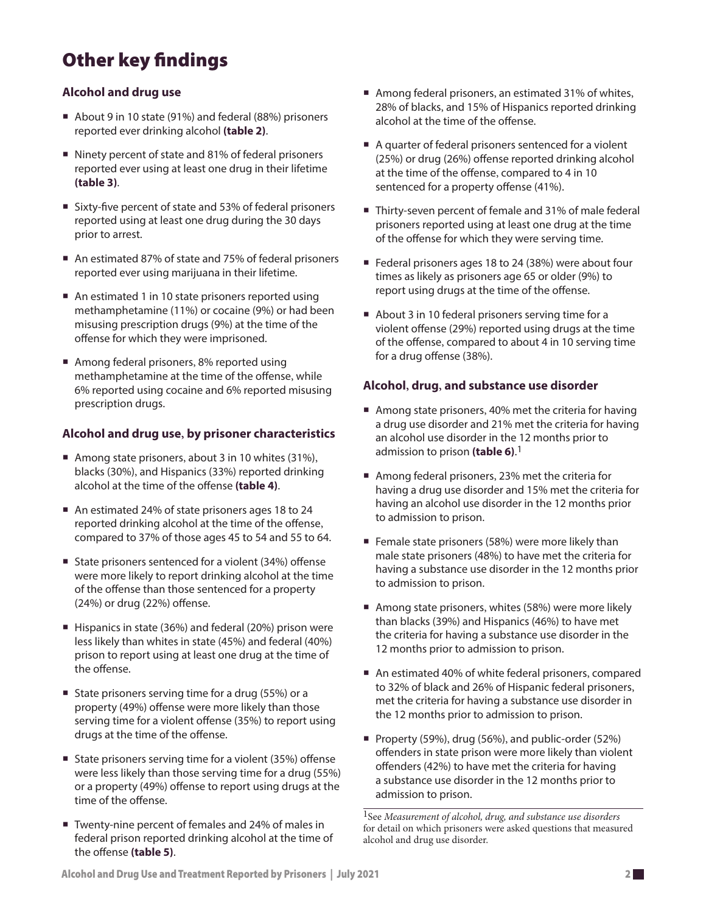# Other key findings

### Alcohol and drug use

- About 9 in 10 state (91%) and federal (88%) prisoners reported ever drinking alcohol **(table 2)**.
- Ninety percent of state and 81% of federal prisoners reported ever using at least one drug in their lifetime **(table 3)**.
- Sixty-five percent of state and 53% of federal prisoners reported using at least one drug during the 30 days prior to arrest.
- An estimated 87% of state and 75% of federal prisoners reported ever using marijuana in their lifetime.
- An estimated 1 in 10 state prisoners reported using methamphetamine (11%) or cocaine (9%) or had been misusing prescription drugs (9%) at the time of the offense for which they were imprisoned.
- Among federal prisoners, 8% reported using methamphetamine at the time of the offense, while 6% reported using cocaine and 6% reported misusing prescription drugs.

### Alcohol and drug use, by prisoner characteristics

- Among state prisoners, about 3 in 10 whites (31%), blacks (30%), and Hispanics (33%) reported drinking alcohol at the time of the offense **(table 4)**.
- An estimated 24% of state prisoners ages 18 to 24 reported drinking alcohol at the time of the offense, compared to 37% of those ages 45 to 54 and 55 to 64.
- State prisoners sentenced for a violent (34%) offense were more likely to report drinking alcohol at the time of the offense than those sentenced for a property (24%) or drug (22%) offense.
- Hispanics in state (36%) and federal (20%) prison were less likely than whites in state (45%) and federal (40%) prison to report using at least one drug at the time of the offense.
- State prisoners serving time for a drug (55%) or a property (49%) offense were more likely than those serving time for a violent offense (35%) to report using drugs at the time of the offense.
- State prisoners serving time for a violent (35%) offense were less likely than those serving time for a drug (55%) or a property (49%) offense to report using drugs at the time of the offense.
- Twenty-nine percent of females and 24% of males in federal prison reported drinking alcohol at the time of the offense **(table 5)**.
- Among federal prisoners, an estimated 31% of whites, 28% of blacks, and 15% of Hispanics reported drinking alcohol at the time of the offense.
- A quarter of federal prisoners sentenced for a violent (25%) or drug (26%) offense reported drinking alcohol at the time of the offense, compared to 4 in 10 sentenced for a property offense (41%).
- Thirty-seven percent of female and 31% of male federal prisoners reported using at least one drug at the time of the offense for which they were serving time.
- Federal prisoners ages 18 to 24 (38%) were about four times as likely as prisoners age 65 or older (9%) to report using drugs at the time of the offense.
- About 3 in 10 federal prisoners serving time for a violent offense (29%) reported using drugs at the time of the offense, compared to about 4 in 10 serving time for a drug offense (38%).

### Alcohol, drug, and substance use disorder

- Among state prisoners, 40% met the criteria for having a drug use disorder and 21% met the criteria for having an alcohol use disorder in the 12 months prior to admission to prison **(table 6)**.[1]
- Among federal prisoners, 23% met the criteria for having a drug use disorder and 15% met the criteria for having an alcohol use disorder in the 12 months prior to admission to prison.
- Female state prisoners (58%) were more likely than male state prisoners (48%) to have met the criteria for having a substance use disorder in the 12 months prior to admission to prison.
- Among state prisoners, whites (58%) were more likely than blacks (39%) and Hispanics (46%) to have met the criteria for having a substance use disorder in the 12 months prior to admission to prison.
- An estimated 40% of white federal prisoners, compared to 32% of black and 26% of Hispanic federal prisoners, met the criteria for having a substance use disorder in the 12 months prior to admission to prison.
- Property (59%), drug (56%), and public-order (52%) offenders in state prison were more likely than violent offenders (42%) to have met the criteria for having a substance use disorder in the 12 months prior to admission to prison.

[1]See *Measurement of alcohol, drug, and substance use disorders* for detail on which prisoners were asked questions that measured alcohol and drug use disorder.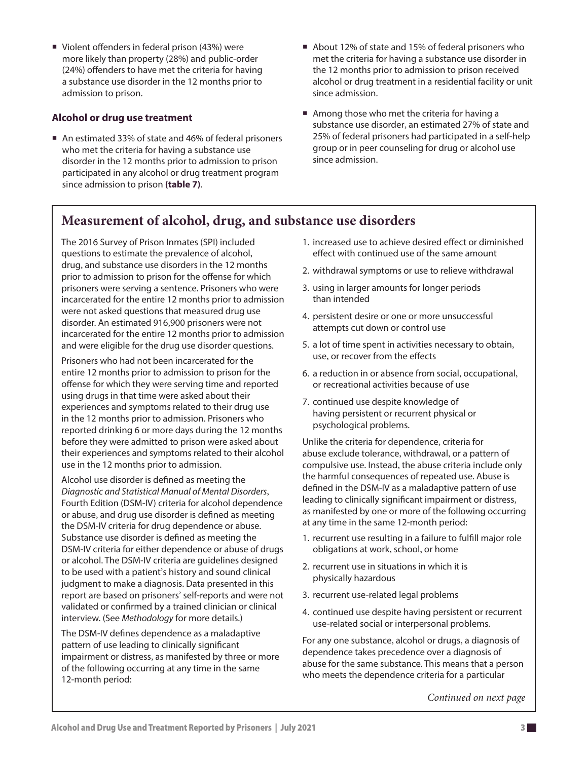- Violent offenders in federal prison (43%) were more likely than property (28%) and public-order (24%) offenders to have met the criteria for having a substance use disorder in the 12 months prior to admission to prison.

### Alcohol or drug use treatment

- An estimated 33% of state and 46% of federal prisoners who met the criteria for having a substance use disorder in the 12 months prior to admission to prison participated in any alcohol or drug treatment program since admission to prison **(table 7)**.
- About 12% of state and 15% of federal prisoners who met the criteria for having a substance use disorder in the 12 months prior to admission to prison received alcohol or drug treatment in a residential facility or unit since admission.
- Among those who met the criteria for having a substance use disorder, an estimated 27% of state and 25% of federal prisoners had participated in a self-help group or in peer counseling for drug or alcohol use since admission.

## Measurement of alcohol, drug, and substance use disorders

The 2016 Survey of Prison Inmates (SPI) included questions to estimate the prevalence of alcohol, drug, and substance use disorders in the 12 months prior to admission to prison for the offense for which prisoners were serving a sentence. Prisoners who were incarcerated for the entire 12 months prior to admission were not asked questions that measured drug use disorder. An estimated 916,900 prisoners were not incarcerated for the entire 12 months prior to admission and were eligible for the drug use disorder questions.

Prisoners who had not been incarcerated for the entire 12 months prior to admission to prison for the offense for which they were serving time and reported using drugs in that time were asked about their experiences and symptoms related to their drug use in the 12 months prior to admission. Prisoners who reported drinking 6 or more days during the 12 months before they were admitted to prison were asked about their experiences and symptoms related to their alcohol use in the 12 months prior to admission.

Alcohol use disorder is defined as meeting the *Diagnostic and Statistical Manual of Mental Disorders*, Fourth Edition (DSM-IV) criteria for alcohol dependence or abuse, and drug use disorder is defined as meeting the DSM-IV criteria for drug dependence or abuse. Substance use disorder is defined as meeting the DSM-IV criteria for either dependence or abuse of drugs or alcohol. The DSM-IV criteria are guidelines designed to be used with a patient's history and sound clinical judgment to make a diagnosis. Data presented in this report are based on prisoners' self-reports and were not validated or confirmed by a trained clinician or clinical interview. (See *Methodology* for more details.)

The DSM-IV defines dependence as a maladaptive pattern of use leading to clinically significant impairment or distress, as manifested by three or more of the following occurring at any time in the same 12-month period:

1. increased use to achieve desired effect or diminished effect with continued use of the same amount
2. withdrawal symptoms or use to relieve withdrawal
3. using in larger amounts for longer periods than intended
4. persistent desire or one or more unsuccessful attempts cut down or control use
5. a lot of time spent in activities necessary to obtain, use, or recover from the effects
6. a reduction in or absence from social, occupational, or recreational activities because of use
7. continued use despite knowledge of having persistent or recurrent physical or psychological problems.

Unlike the criteria for dependence, criteria for abuse exclude tolerance, withdrawal, or a pattern of compulsive use. Instead, the abuse criteria include only the harmful consequences of repeated use. Abuse is defined in the DSM-IV as a maladaptive pattern of use leading to clinically significant impairment or distress, as manifested by one or more of the following occurring at any time in the same 12-month period:

1. recurrent use resulting in a failure to fulfill major role obligations at work, school, or home
2. recurrent use in situations in which it is physically hazardous
3. recurrent use-related legal problems
4. continued use despite having persistent or recurrent use-related social or interpersonal problems.

For any one substance, alcohol or drugs, a diagnosis of dependence takes precedence over a diagnosis of abuse for the same substance. This means that a person who meets the dependence criteria for a particular

*Continued on next page*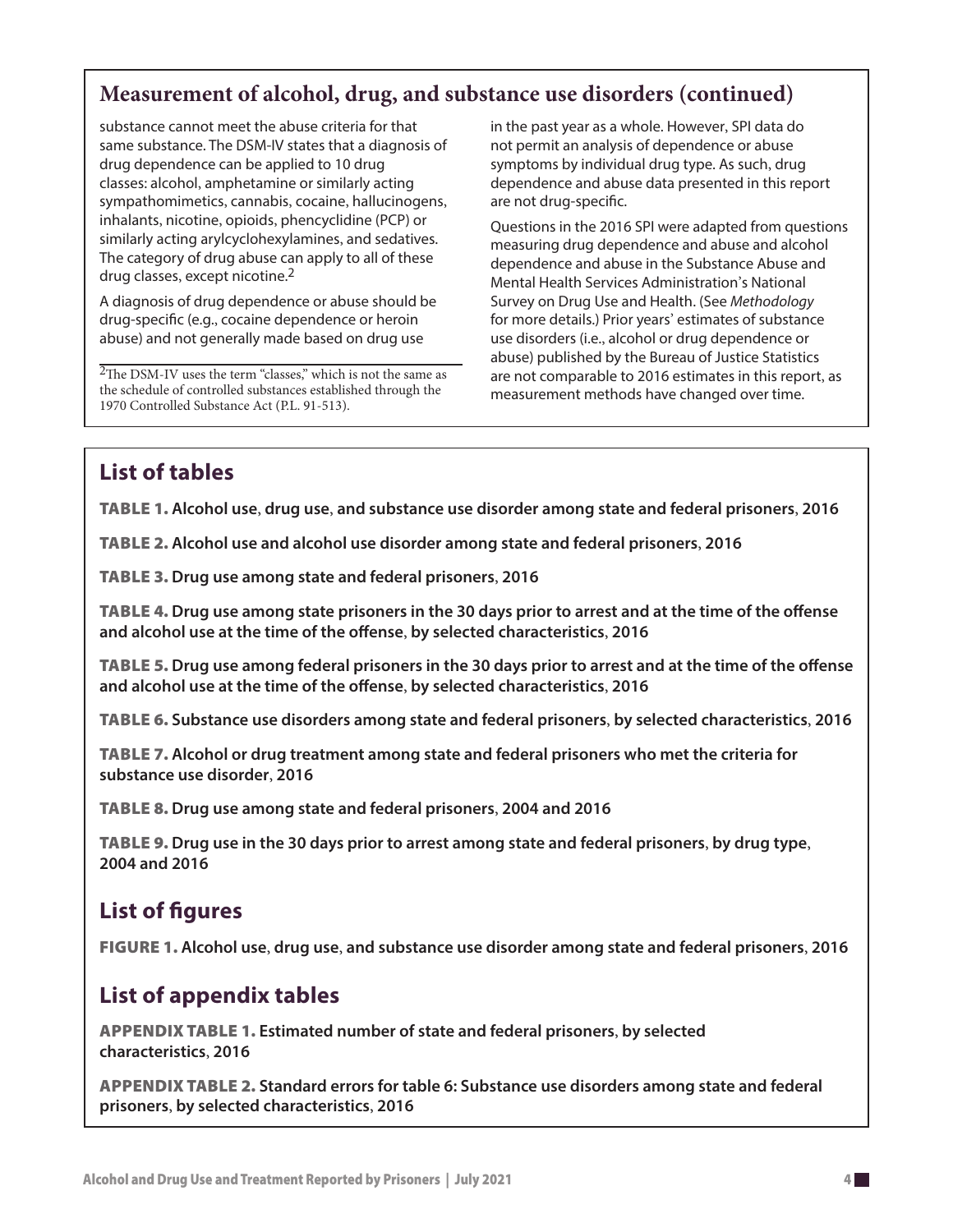## Measurement of alcohol, drug, and substance use disorders (continued)

substance cannot meet the abuse criteria for that same substance. The DSM-IV states that a diagnosis of drug dependence can be applied to 10 drug classes: alcohol, amphetamine or similarly acting sympathomimetics, cannabis, cocaine, hallucinogens, inhalants, nicotine, opioids, phencyclidine (PCP) or similarly acting arylcyclohexylamines, and sedatives. The category of drug abuse can apply to all of these drug classes, except nicotine.[2]

A diagnosis of drug dependence or abuse should be drug-specific (e.g., cocaine dependence or heroin abuse) and not generally made based on drug use in the past year as a whole. However, SPI data do not permit an analysis of dependence or abuse symptoms by individual drug type. As such, drug dependence and abuse data presented in this report are not drug-specific.

Questions in the 2016 SPI were adapted from questions measuring drug dependence and abuse and alcohol dependence and abuse in the Substance Abuse and Mental Health Services Administration's National Survey on Drug Use and Health. (See *Methodology* for more details.) Prior years' estimates of substance use disorders (i.e., alcohol or drug dependence or abuse) published by the Bureau of Justice Statistics are not comparable to 2016 estimates in this report, as measurement methods have changed over time.

[2]The DSM-IV uses the term "classes," which is not the same as the schedule of controlled substances established through the 1970 Controlled Substance Act (P.L. 91-513).

## List of tables

**TABLE 1. Alcohol use, drug use, and substance use disorder among state and federal prisoners, 2016**

**TABLE 2. Alcohol use and alcohol use disorder among state and federal prisoners, 2016**

**TABLE 3. Drug use among state and federal prisoners, 2016**

**TABLE 4. Drug use among state prisoners in the 30 days prior to arrest and at the time of the offense and alcohol use at the time of the offense, by selected characteristics, 2016**

**TABLE 5. Drug use among federal prisoners in the 30 days prior to arrest and at the time of the offense and alcohol use at the time of the offense, by selected characteristics, 2016**

**TABLE 6. Substance use disorders among state and federal prisoners, by selected characteristics, 2016**

**TABLE 7. Alcohol or drug treatment among state and federal prisoners who met the criteria for substance use disorder, 2016**

**TABLE 8. Drug use among state and federal prisoners, 2004 and 2016**

**TABLE 9. Drug use in the 30 days prior to arrest among state and federal prisoners, by drug type, 2004 and 2016**

## List of figures

**FIGURE 1. Alcohol use, drug use, and substance use disorder among state and federal prisoners, 2016**

## List of appendix tables

**APPENDIX TABLE 1. Estimated number of state and federal prisoners, by selected characteristics, 2016**

**APPENDIX TABLE 2. Standard errors for table 6: Substance use disorders among state and federal prisoners, by selected characteristics, 2016**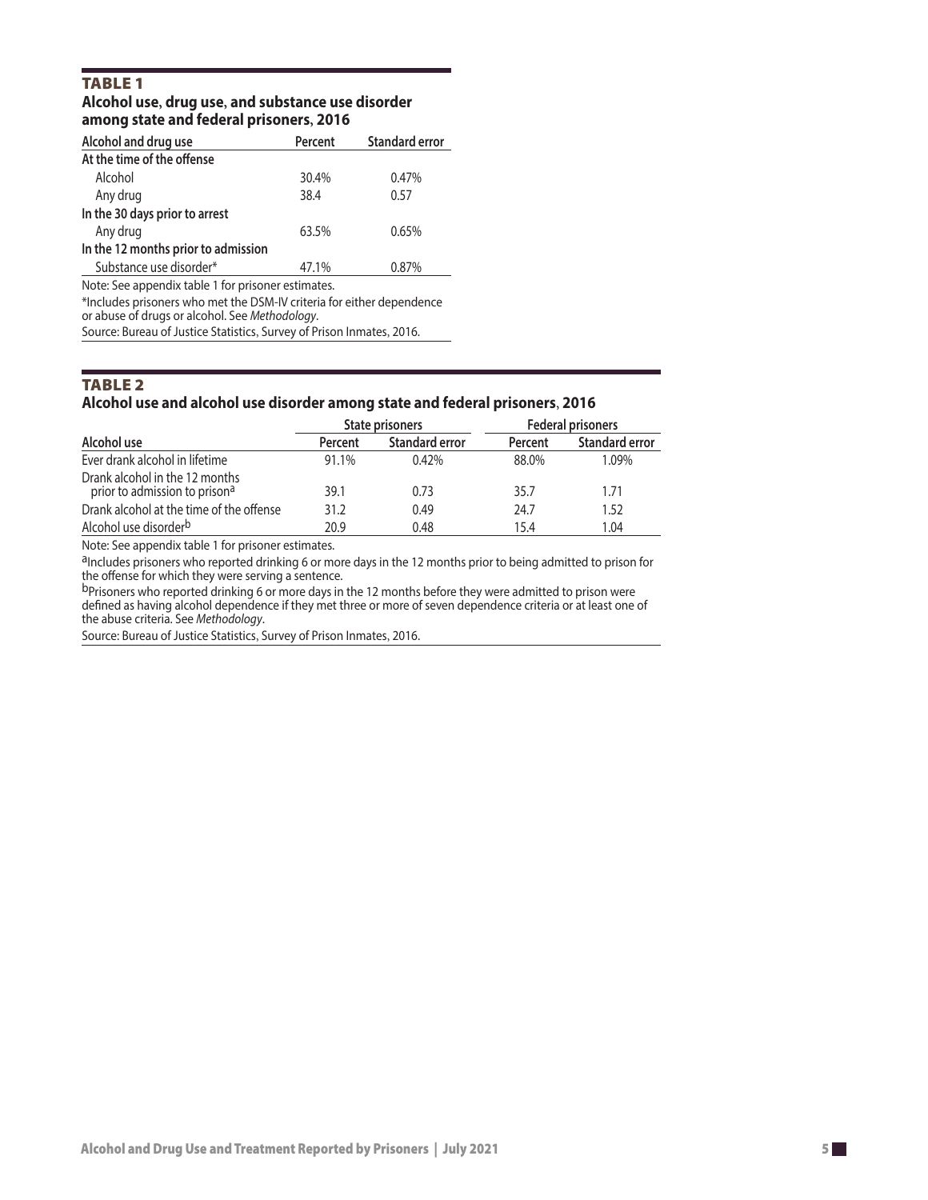## TABLE 1

### Alcohol use, drug use, and substance use disorder among state and federal prisoners, 2016

| Alcohol and drug use | Percent | Standard error |
|---|---|---|
| **At the time of the offense** | | |
| Alcohol | 30.4% | 0.47% |
| Any drug | 38.4 | 0.57 |
| **In the 30 days prior to arrest** | | |
| Any drug | 63.5% | 0.65% |
| **In the 12 months prior to admission** | | |
| Substance use disorder* | 47.1% | 0.87% |

Note: See appendix table 1 for prisoner estimates.

*Includes prisoners who met the DSM-IV criteria for either dependence or abuse of drugs or alcohol. See *Methodology*.

Source: Bureau of Justice Statistics, Survey of Prison Inmates, 2016.

## TABLE 2

### Alcohol use and alcohol use disorder among state and federal prisoners, 2016

| | State prisoners | | Federal prisoners | |
|---|---|---|---|---|
| Alcohol use | Percent | Standard error | Percent | Standard error |
| Ever drank alcohol in lifetime | 91.1% | 0.42% | 88.0% | 1.09% |
| Drank alcohol in the 12 months prior to admission to prison[a] | 39.1 | 0.73 | 35.7 | 1.71 |
| Drank alcohol at the time of the offense | 31.2 | 0.49 | 24.7 | 1.52 |
| Alcohol use disorder[b] | 20.9 | 0.48 | 15.4 | 1.04 |

Note: See appendix table 1 for prisoner estimates.

[a]Includes prisoners who reported drinking 6 or more days in the 12 months prior to being admitted to prison for the offense for which they were serving a sentence.

[b]Prisoners who reported drinking 6 or more days in the 12 months before they were admitted to prison were defined as having alcohol dependence if they met three or more of seven dependence criteria or at least one of the abuse criteria. See *Methodology*.

Source: Bureau of Justice Statistics, Survey of Prison Inmates, 2016.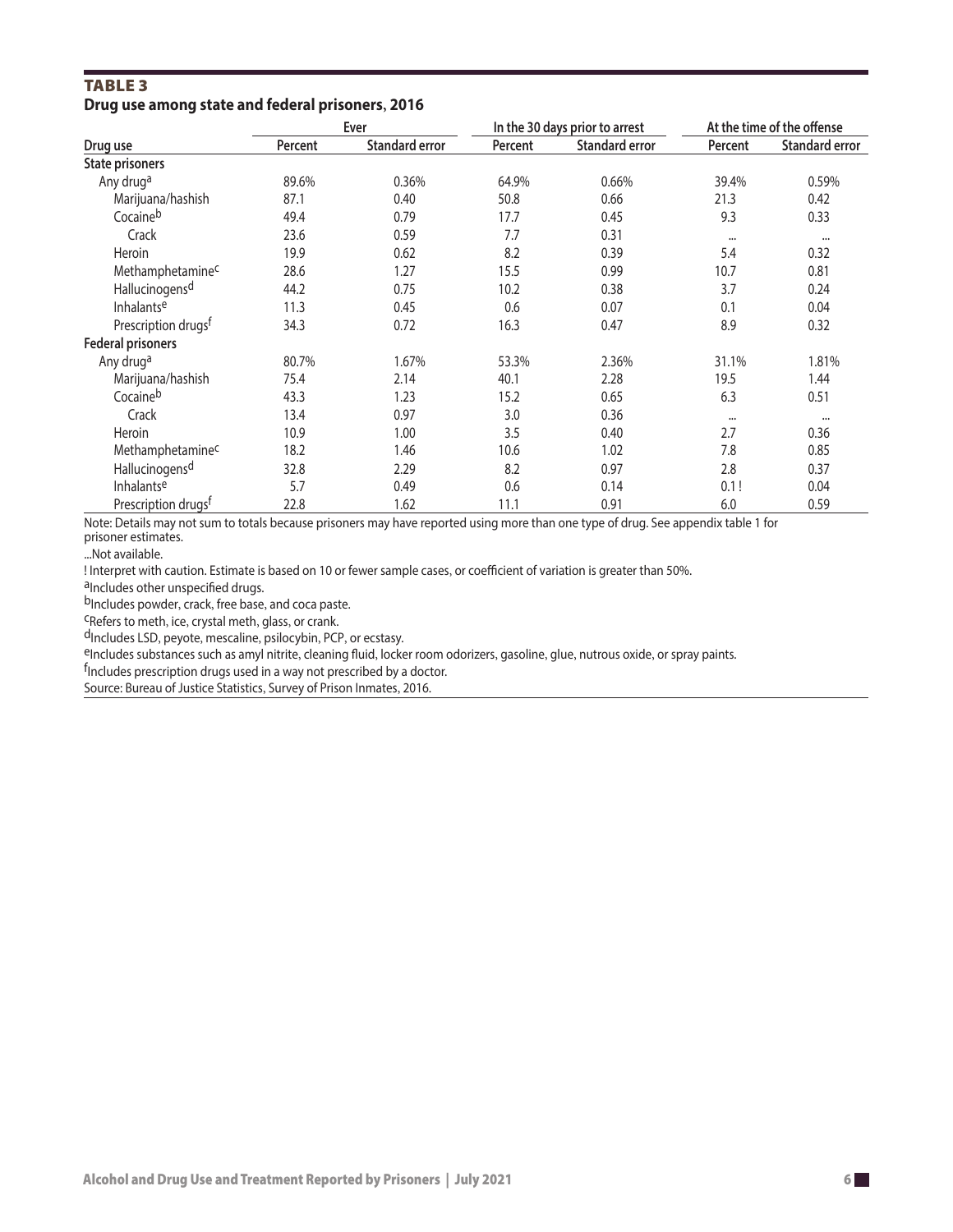### TABLE 3

**Drug use among state and federal prisoners, 2016**

| Drug use | Ever | | In the 30 days prior to arrest | | At the time of the offense | |
|---|---|---|---|---|---|---|
| | Percent | Standard error | Percent | Standard error | Percent | Standard error |
| **State prisoners** | | | | | | |
| Any drug[a] | 89.6% | 0.36% | 64.9% | 0.66% | 39.4% | 0.59% |
| Marijuana/hashish | 87.1 | 0.40 | 50.8 | 0.66 | 21.3 | 0.42 |
| Cocaine[b] | 49.4 | 0.79 | 17.7 | 0.45 | 9.3 | 0.33 |
| Crack | 23.6 | 0.59 | 7.7 | 0.31 | ... | ... |
| Heroin | 19.9 | 0.62 | 8.2 | 0.39 | 5.4 | 0.32 |
| Methamphetamine[c] | 28.6 | 1.27 | 15.5 | 0.99 | 10.7 | 0.81 |
| Hallucinogens[d] | 44.2 | 0.75 | 10.2 | 0.38 | 3.7 | 0.24 |
| Inhalants[e] | 11.3 | 0.45 | 0.6 | 0.07 | 0.1 | 0.04 |
| Prescription drugs[f] | 34.3 | 0.72 | 16.3 | 0.47 | 8.9 | 0.32 |
| **Federal prisoners** | | | | | | |
| Any drug[a] | 80.7% | 1.67% | 53.3% | 2.36% | 31.1% | 1.81% |
| Marijuana/hashish | 75.4 | 2.14 | 40.1 | 2.28 | 19.5 | 1.44 |
| Cocaine[b] | 43.3 | 1.23 | 15.2 | 0.65 | 6.3 | 0.51 |
| Crack | 13.4 | 0.97 | 3.0 | 0.36 | ... | ... |
| Heroin | 10.9 | 1.00 | 3.5 | 0.40 | 2.7 | 0.36 |
| Methamphetamine[c] | 18.2 | 1.46 | 10.6 | 1.02 | 7.8 | 0.85 |
| Hallucinogens[d] | 32.8 | 2.29 | 8.2 | 0.97 | 2.8 | 0.37 |
| Inhalants[e] | 5.7 | 0.49 | 0.6 | 0.14 | 0.1 ! | 0.04 |
| Prescription drugs[f] | 22.8 | 1.62 | 11.1 | 0.91 | 6.0 | 0.59 |

Note: Details may not sum to totals because prisoners may have reported using more than one type of drug. See appendix table 1 for prisoner estimates.

...Not available.

! Interpret with caution. Estimate is based on 10 or fewer sample cases, or coefficient of variation is greater than 50%.

[a]Includes other unspecified drugs.

[b]Includes powder, crack, free base, and coca paste.

[c]Refers to meth, ice, crystal meth, glass, or crank.

[d]Includes LSD, peyote, mescaline, psilocybin, PCP, or ecstasy.

[e]Includes substances such as amyl nitrite, cleaning fluid, locker room odorizers, gasoline, glue, nutrous oxide, or spray paints.

[f]Includes prescription drugs used in a way not prescribed by a doctor.

Source: Bureau of Justice Statistics, Survey of Prison Inmates, 2016.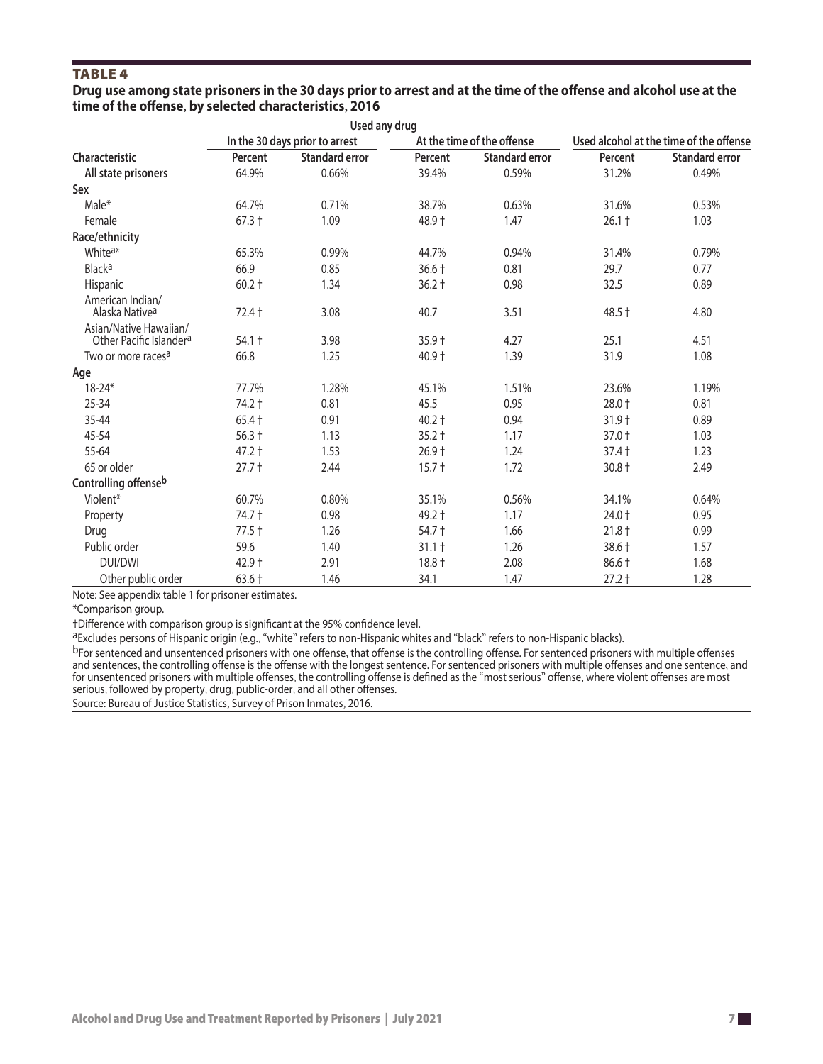# TABLE 4

**Drug use among state prisoners in the 30 days prior to arrest and at the time of the offense and alcohol use at the time of the offense, by selected characteristics, 2016**

| | Used any drug | | | | | |
|---|---|---|---|---|---|---|
| | In the 30 days prior to arrest | | At the time of the offense | | Used alcohol at the time of the offense | |
| Characteristic | Percent | Standard error | Percent | Standard error | Percent | Standard error |
| **All state prisoners** | 64.9% | 0.66% | 39.4% | 0.59% | 31.2% | 0.49% |
| **Sex** | | | | | | |
| Male* | 64.7% | 0.71% | 38.7% | 0.63% | 31.6% | 0.53% |
| Female | 67.3 † | 1.09 | 48.9 † | 1.47 | 26.1 † | 1.03 |
| **Race/ethnicity** | | | | | | |
| White[a]* | 65.3% | 0.99% | 44.7% | 0.94% | 31.4% | 0.79% |
| Black[a] | 66.9 | 0.85 | 36.6 † | 0.81 | 29.7 | 0.77 |
| Hispanic | 60.2 † | 1.34 | 36.2 † | 0.98 | 32.5 | 0.89 |
| American Indian/ Alaska Native[a] | 72.4 † | 3.08 | 40.7 | 3.51 | 48.5 † | 4.80 |
| Asian/Native Hawaiian/ Other Pacific Islander[a] | 54.1 † | 3.98 | 35.9 † | 4.27 | 25.1 | 4.51 |
| Two or more races[a] | 66.8 | 1.25 | 40.9 † | 1.39 | 31.9 | 1.08 |
| **Age** | | | | | | |
| 18-24* | 77.7% | 1.28% | 45.1% | 1.51% | 23.6% | 1.19% |
| 25-34 | 74.2 † | 0.81 | 45.5 | 0.95 | 28.0 † | 0.81 |
| 35-44 | 65.4 † | 0.91 | 40.2 † | 0.94 | 31.9 † | 0.89 |
| 45-54 | 56.3 † | 1.13 | 35.2 † | 1.17 | 37.0 † | 1.03 |
| 55-64 | 47.2 † | 1.53 | 26.9 † | 1.24 | 37.4 † | 1.23 |
| 65 or older | 27.7 † | 2.44 | 15.7 † | 1.72 | 30.8 † | 2.49 |
| **Controlling offense[b]** | | | | | | |
| Violent* | 60.7% | 0.80% | 35.1% | 0.56% | 34.1% | 0.64% |
| Property | 74.7 † | 0.98 | 49.2 † | 1.17 | 24.0 † | 0.95 |
| Drug | 77.5 † | 1.26 | 54.7 † | 1.66 | 21.8 † | 0.99 |
| Public order | 59.6 | 1.40 | 31.1 † | 1.26 | 38.6 † | 1.57 |
| DUI/DWI | 42.9 † | 2.91 | 18.8 † | 2.08 | 86.6 † | 1.68 |
| Other public order | 63.6 † | 1.46 | 34.1 | 1.47 | 27.2 † | 1.28 |

Note: See appendix table 1 for prisoner estimates.

*Comparison group.

†Difference with comparison group is significant at the 95% confidence level.

[a]Excludes persons of Hispanic origin (e.g., "white" refers to non-Hispanic whites and "black" refers to non-Hispanic blacks).

[b]For sentenced and unsentenced prisoners with one offense, that offense is the controlling offense. For sentenced prisoners with multiple offenses and sentences, the controlling offense is the offense with the longest sentence. For sentenced prisoners with multiple offenses and one sentence, and for unsentenced prisoners with multiple offenses, the controlling offense is defined as the "most serious" offense, where violent offenses are most serious, followed by property, drug, public-order, and all other offenses.

Source: Bureau of Justice Statistics, Survey of Prison Inmates, 2016.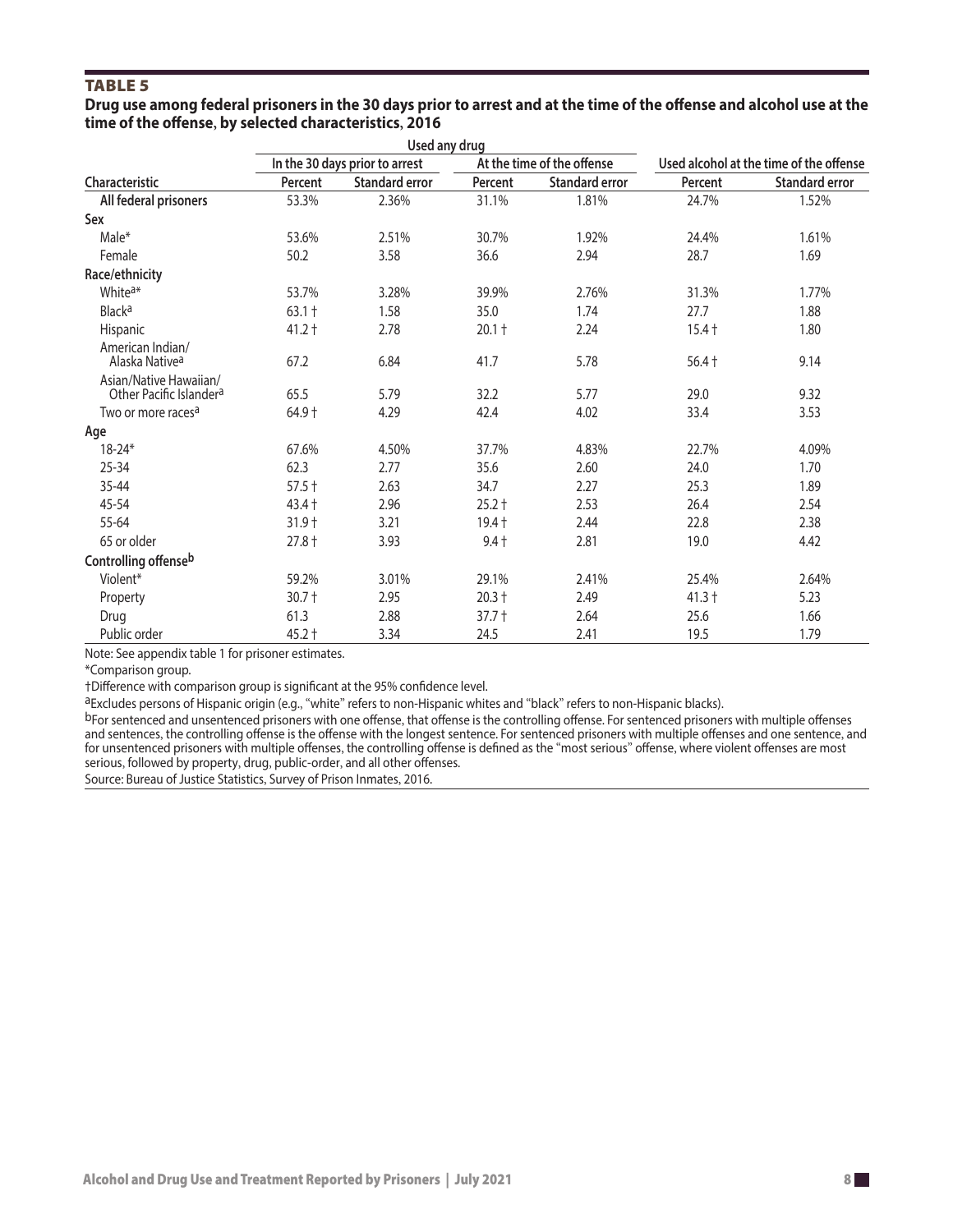## TABLE 5

**Drug use among federal prisoners in the 30 days prior to arrest and at the time of the offense and alcohol use at the time of the offense, by selected characteristics, 2016**

| Characteristic | Used any drug: In the 30 days prior to arrest | | Used any drug: At the time of the offense | | Used alcohol at the time of the offense | |
|---|---|---|---|---|---|---|
| | Percent | Standard error | Percent | Standard error | Percent | Standard error |
| **All federal prisoners** | 53.3% | 2.36% | 31.1% | 1.81% | 24.7% | 1.52% |
| **Sex** | | | | | | |
| Male* | 53.6% | 2.51% | 30.7% | 1.92% | 24.4% | 1.61% |
| Female | 50.2 | 3.58 | 36.6 | 2.94 | 28.7 | 1.69 |
| **Race/ethnicity** | | | | | | |
| White[a]* | 53.7% | 3.28% | 39.9% | 2.76% | 31.3% | 1.77% |
| Black[a] | 63.1 † | 1.58 | 35.0 | 1.74 | 27.7 | 1.88 |
| Hispanic | 41.2 † | 2.78 | 20.1 † | 2.24 | 15.4 † | 1.80 |
| American Indian/ Alaska Native[a] | 67.2 | 6.84 | 41.7 | 5.78 | 56.4 † | 9.14 |
| Asian/Native Hawaiian/ Other Pacific Islander[a] | 65.5 | 5.79 | 32.2 | 5.77 | 29.0 | 9.32 |
| Two or more races[a] | 64.9 † | 4.29 | 42.4 | 4.02 | 33.4 | 3.53 |
| **Age** | | | | | | |
| 18-24* | 67.6% | 4.50% | 37.7% | 4.83% | 22.7% | 4.09% |
| 25-34 | 62.3 | 2.77 | 35.6 | 2.60 | 24.0 | 1.70 |
| 35-44 | 57.5 † | 2.63 | 34.7 | 2.27 | 25.3 | 1.89 |
| 45-54 | 43.4 † | 2.96 | 25.2 † | 2.53 | 26.4 | 2.54 |
| 55-64 | 31.9 † | 3.21 | 19.4 † | 2.44 | 22.8 | 2.38 |
| 65 or older | 27.8 † | 3.93 | 9.4 † | 2.81 | 19.0 | 4.42 |
| **Controlling offense[b]** | | | | | | |
| Violent* | 59.2% | 3.01% | 29.1% | 2.41% | 25.4% | 2.64% |
| Property | 30.7 † | 2.95 | 20.3 † | 2.49 | 41.3 † | 5.23 |
| Drug | 61.3 | 2.88 | 37.7 † | 2.64 | 25.6 | 1.66 |
| Public order | 45.2 † | 3.34 | 24.5 | 2.41 | 19.5 | 1.79 |

Note: See appendix table 1 for prisoner estimates.

*Comparison group.

†Difference with comparison group is significant at the 95% confidence level.

[a]Excludes persons of Hispanic origin (e.g., "white" refers to non-Hispanic whites and "black" refers to non-Hispanic blacks).

[b]For sentenced and unsentenced prisoners with one offense, that offense is the controlling offense. For sentenced prisoners with multiple offenses and sentences, the controlling offense is the offense with the longest sentence. For sentenced prisoners with multiple offenses and one sentence, and for unsentenced prisoners with multiple offenses, the controlling offense is defined as the "most serious" offense, where violent offenses are most serious, followed by property, drug, public-order, and all other offenses.

Source: Bureau of Justice Statistics, Survey of Prison Inmates, 2016.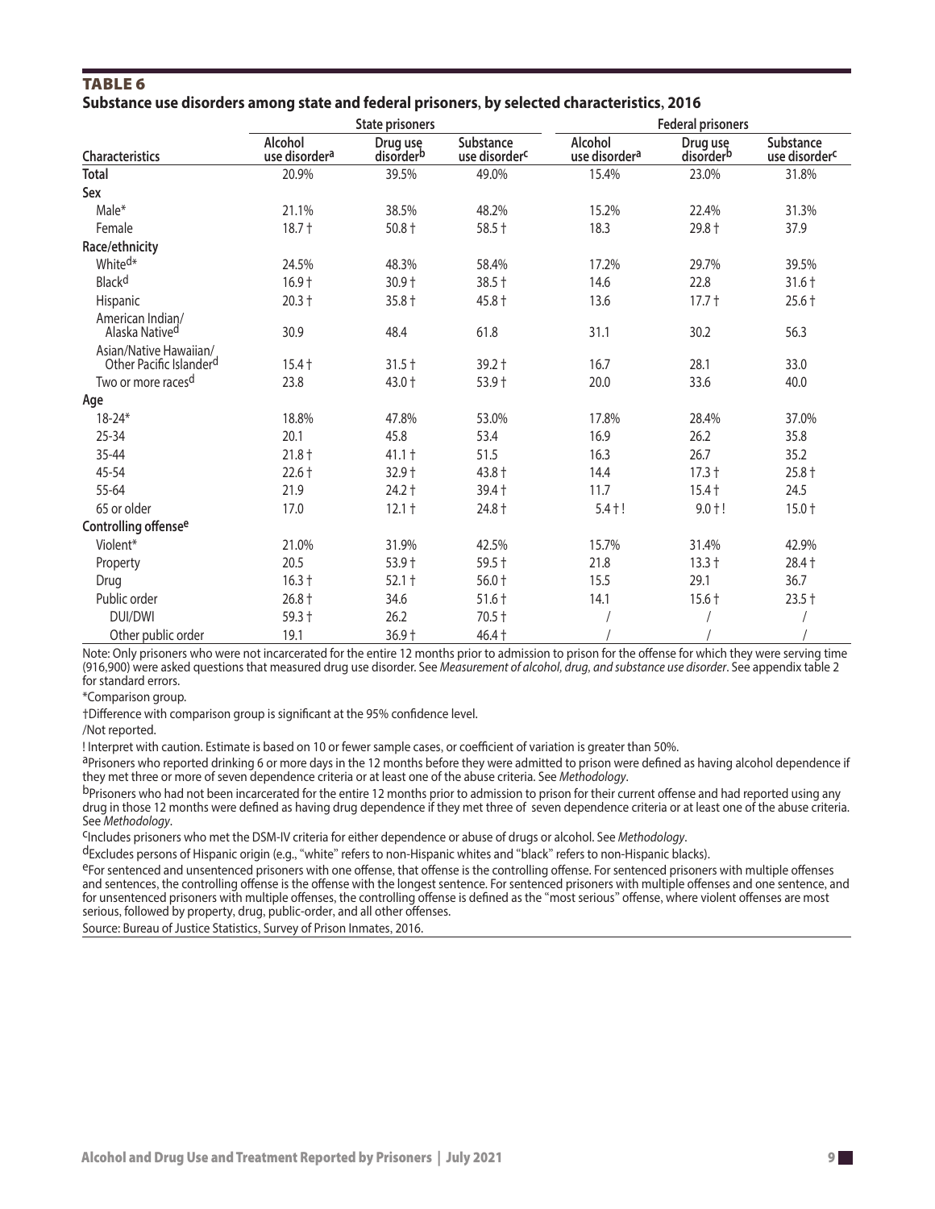## TABLE 6

**Substance use disorders among state and federal prisoners, by selected characteristics, 2016**

| Characteristics | State prisoners | | | Federal prisoners | | |
|---|---|---|---|---|---|---|
| | Alcohol use disorder[a] | Drug use disorder[b] | Substance use disorder[c] | Alcohol use disorder[a] | Drug use disorder[b] | Substance use disorder[c] |
| **Total** | 20.9% | 39.5% | 49.0% | 15.4% | 23.0% | 31.8% |
| **Sex** | | | | | | |
| Male* | 21.1% | 38.5% | 48.2% | 15.2% | 22.4% | 31.3% |
| Female | 18.7 † | 50.8 † | 58.5 † | 18.3 | 29.8 † | 37.9 |
| **Race/ethnicity** | | | | | | |
| White[d]* | 24.5% | 48.3% | 58.4% | 17.2% | 29.7% | 39.5% |
| Black[d] | 16.9 † | 30.9 † | 38.5 † | 14.6 | 22.8 | 31.6 † |
| Hispanic | 20.3 † | 35.8 † | 45.8 † | 13.6 | 17.7 † | 25.6 † |
| American Indian/ Alaska Native[d] | 30.9 | 48.4 | 61.8 | 31.1 | 30.2 | 56.3 |
| Asian/Native Hawaiian/ Other Pacific Islander[d] | 15.4 † | 31.5 † | 39.2 † | 16.7 | 28.1 | 33.0 |
| Two or more races[d] | 23.8 | 43.0 † | 53.9 † | 20.0 | 33.6 | 40.0 |
| **Age** | | | | | | |
| 18-24* | 18.8% | 47.8% | 53.0% | 17.8% | 28.4% | 37.0% |
| 25-34 | 20.1 | 45.8 | 53.4 | 16.9 | 26.2 | 35.8 |
| 35-44 | 21.8 † | 41.1 † | 51.5 | 16.3 | 26.7 | 35.2 |
| 45-54 | 22.6 † | 32.9 † | 43.8 † | 14.4 | 17.3 † | 25.8 † |
| 55-64 | 21.9 | 24.2 † | 39.4 † | 11.7 | 15.4 † | 24.5 |
| 65 or older | 17.0 | 12.1 † | 24.8 † | 5.4 † ! | 9.0 † ! | 15.0 † |
| **Controlling offense[e]** | | | | | | |
| Violent* | 21.0% | 31.9% | 42.5% | 15.7% | 31.4% | 42.9% |
| Property | 20.5 | 53.9 † | 59.5 † | 21.8 | 13.3 † | 28.4 † |
| Drug | 16.3 † | 52.1 † | 56.0 † | 15.5 | 29.1 | 36.7 |
| Public order | 26.8 † | 34.6 | 51.6 † | 14.1 | 15.6 † | 23.5 † |
| DUI/DWI | 59.3 † | 26.2 | 70.5 † | / | / | / |
| Other public order | 19.1 | 36.9 † | 46.4 † | / | / | / |

Note: Only prisoners who were not incarcerated for the entire 12 months prior to admission to prison for the offense for which they were serving time (916,900) were asked questions that measured drug use disorder. See *Measurement of alcohol, drug, and substance use disorder*. See appendix table 2 for standard errors.

*Comparison group.

†Difference with comparison group is significant at the 95% confidence level.

/Not reported.

! Interpret with caution. Estimate is based on 10 or fewer sample cases, or coefficient of variation is greater than 50%.

[a]Prisoners who reported drinking 6 or more days in the 12 months before they were admitted to prison were defined as having alcohol dependence if they met three or more of seven dependence criteria or at least one of the abuse criteria. See *Methodology*.

[b]Prisoners who had not been incarcerated for the entire 12 months prior to admission to prison for their current offense and had reported using any drug in those 12 months were defined as having drug dependence if they met three of seven dependence criteria or at least one of the abuse criteria. See *Methodology*.

[c]Includes prisoners who met the DSM-IV criteria for either dependence or abuse of drugs or alcohol. See *Methodology*.

[d]Excludes persons of Hispanic origin (e.g., "white" refers to non-Hispanic whites and "black" refers to non-Hispanic blacks).

[e]For sentenced and unsentenced prisoners with one offense, that offense is the controlling offense. For sentenced prisoners with multiple offenses and sentences, the controlling offense is the offense with the longest sentence. For sentenced prisoners with multiple offenses and one sentence, and for unsentenced prisoners with multiple offenses, the controlling offense is defined as the "most serious" offense, where violent offenses are most serious, followed by property, drug, public-order, and all other offenses.

Source: Bureau of Justice Statistics, Survey of Prison Inmates, 2016.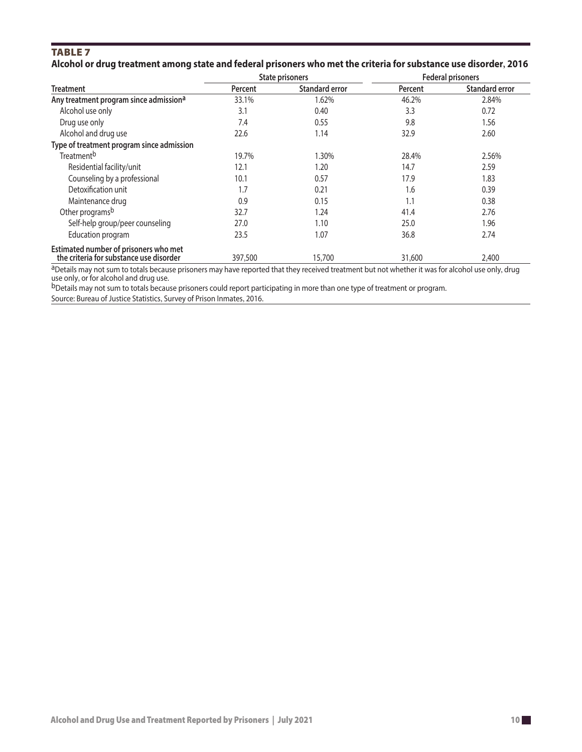**TABLE 7**

**Alcohol or drug treatment among state and federal prisoners who met the criteria for substance use disorder, 2016**

| | State prisoners | | Federal prisoners | |
|---|---|---|---|---|
| **Treatment** | **Percent** | **Standard error** | **Percent** | **Standard error** |
| **Any treatment program since admission[a]** | 33.1% | 1.62% | 46.2% | 2.84% |
| Alcohol use only | 3.1 | 0.40 | 3.3 | 0.72 |
| Drug use only | 7.4 | 0.55 | 9.8 | 1.56 |
| Alcohol and drug use | 22.6 | 1.14 | 32.9 | 2.60 |
| **Type of treatment program since admission** | | | | |
| Treatment[b] | 19.7% | 1.30% | 28.4% | 2.56% |
| Residential facility/unit | 12.1 | 1.20 | 14.7 | 2.59 |
| Counseling by a professional | 10.1 | 0.57 | 17.9 | 1.83 |
| Detoxification unit | 1.7 | 0.21 | 1.6 | 0.39 |
| Maintenance drug | 0.9 | 0.15 | 1.1 | 0.38 |
| Other programs[b] | 32.7 | 1.24 | 41.4 | 2.76 |
| Self-help group/peer counseling | 27.0 | 1.10 | 25.0 | 1.96 |
| Education program | 23.5 | 1.07 | 36.8 | 2.74 |
| **Estimated number of prisoners who met the criteria for substance use disorder** | 397,500 | 15,700 | 31,600 | 2,400 |

[a]Details may not sum to totals because prisoners may have reported that they received treatment but not whether it was for alcohol use only, drug use only, or for alcohol and drug use.

[b]Details may not sum to totals because prisoners could report participating in more than one type of treatment or program.

Source: Bureau of Justice Statistics, Survey of Prison Inmates, 2016.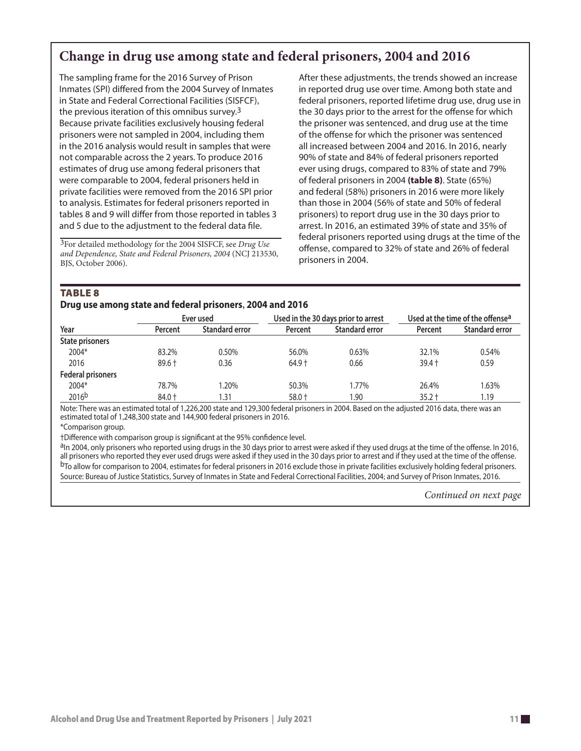## Change in drug use among state and federal prisoners, 2004 and 2016

The sampling frame for the 2016 Survey of Prison Inmates (SPI) differed from the 2004 Survey of Inmates in State and Federal Correctional Facilities (SISFCF), the previous iteration of this omnibus survey.[3] Because private facilities exclusively housing federal prisoners were not sampled in 2004, including them in the 2016 analysis would result in samples that were not comparable across the 2 years. To produce 2016 estimates of drug use among federal prisoners that were comparable to 2004, federal prisoners held in private facilities were removed from the 2016 SPI prior to analysis. Estimates for federal prisoners reported in tables 8 and 9 will differ from those reported in tables 3 and 5 due to the adjustment to the federal data file.

[3]For detailed methodology for the 2004 SISFCF, see *Drug Use and Dependence, State and Federal Prisoners, 2004* (NCJ 213530, BJS, October 2006).

After these adjustments, the trends showed an increase in reported drug use over time. Among both state and federal prisoners, reported lifetime drug use, drug use in the 30 days prior to the arrest for the offense for which the prisoner was sentenced, and drug use at the time of the offense for which the prisoner was sentenced all increased between 2004 and 2016. In 2016, nearly 90% of state and 84% of federal prisoners reported ever using drugs, compared to 83% of state and 79% of federal prisoners in 2004 **(table 8)**. State (65%) and federal (58%) prisoners in 2016 were more likely than those in 2004 (56% of state and 50% of federal prisoners) to report drug use in the 30 days prior to arrest. In 2016, an estimated 39% of state and 35% of federal prisoners reported using drugs at the time of the offense, compared to 32% of state and 26% of federal prisoners in 2004.

**TABLE 8**
**Drug use among state and federal prisoners, 2004 and 2016**

| Year | Ever used | | Used in the 30 days prior to arrest | | Used at the time of the offense[a] | |
|---|---|---|---|---|---|---|
| | Percent | Standard error | Percent | Standard error | Percent | Standard error |
| **State prisoners** | | | | | | |
| 2004* | 83.2% | 0.50% | 56.0% | 0.63% | 32.1% | 0.54% |
| 2016 | 89.6 † | 0.36 | 64.9 † | 0.66 | 39.4 † | 0.59 |
| **Federal prisoners** | | | | | | |
| 2004* | 78.7% | 1.20% | 50.3% | 1.77% | 26.4% | 1.63% |
| 2016[b] | 84.0 † | 1.31 | 58.0 † | 1.90 | 35.2 † | 1.19 |

Note: There was an estimated total of 1,226,200 state and 129,300 federal prisoners in 2004. Based on the adjusted 2016 data, there was an estimated total of 1,248,300 state and 144,900 federal prisoners in 2016.

*Comparison group.

†Difference with comparison group is significant at the 95% confidence level.

[a]In 2004, only prisoners who reported using drugs in the 30 days prior to arrest were asked if they used drugs at the time of the offense. In 2016, all prisoners who reported they ever used drugs were asked if they used in the 30 days prior to arrest and if they used at the time of the offense.

[b]To allow for comparison to 2004, estimates for federal prisoners in 2016 exclude those in private facilities exclusively holding federal prisoners.

Source: Bureau of Justice Statistics, Survey of Inmates in State and Federal Correctional Facilities, 2004; and Survey of Prison Inmates, 2016.

*Continued on next page*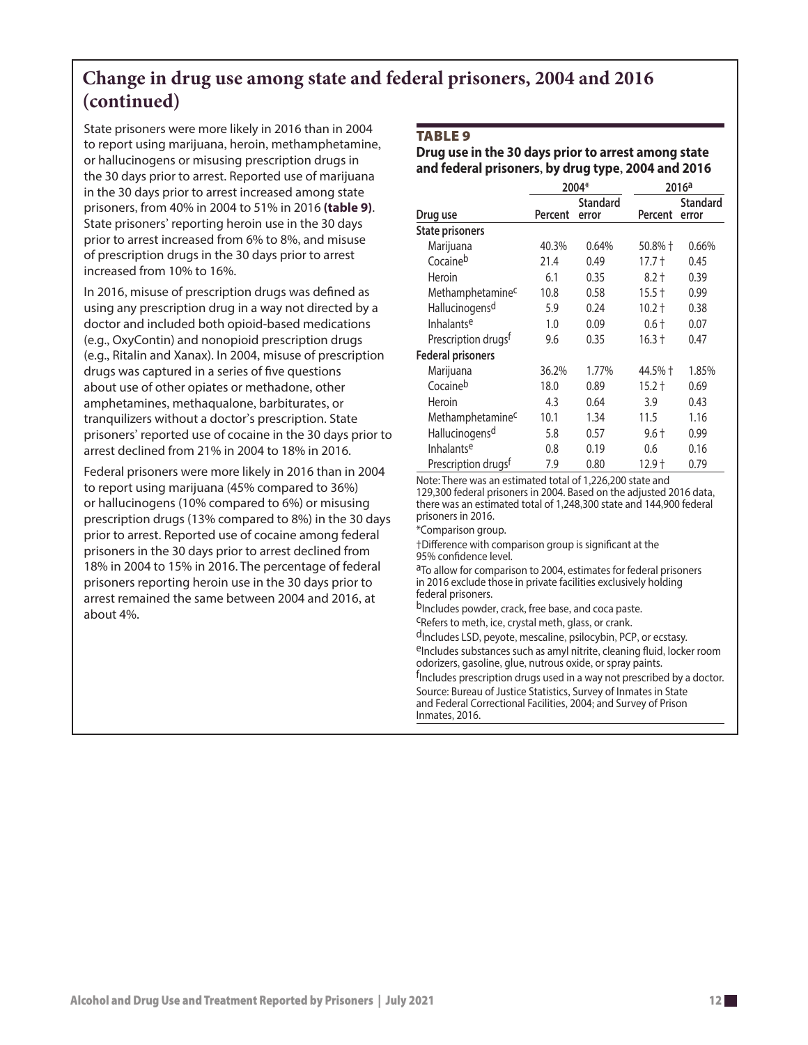## Change in drug use among state and federal prisoners, 2004 and 2016 (continued)

State prisoners were more likely in 2016 than in 2004 to report using marijuana, heroin, methamphetamine, or hallucinogens or misusing prescription drugs in the 30 days prior to arrest. Reported use of marijuana in the 30 days prior to arrest increased among state prisoners, from 40% in 2004 to 51% in 2016 **(table 9)**. State prisoners' reporting heroin use in the 30 days prior to arrest increased from 6% to 8%, and misuse of prescription drugs in the 30 days prior to arrest increased from 10% to 16%.

In 2016, misuse of prescription drugs was defined as using any prescription drug in a way not directed by a doctor and included both opioid-based medications (e.g., OxyContin) and nonopioid prescription drugs (e.g., Ritalin and Xanax). In 2004, misuse of prescription drugs was captured in a series of five questions about use of other opiates or methadone, other amphetamines, methaqualone, barbiturates, or tranquilizers without a doctor's prescription. State prisoners' reported use of cocaine in the 30 days prior to arrest declined from 21% in 2004 to 18% in 2016.

Federal prisoners were more likely in 2016 than in 2004 to report using marijuana (45% compared to 36%) or hallucinogens (10% compared to 6%) or misusing prescription drugs (13% compared to 8%) in the 30 days prior to arrest. Reported use of cocaine among federal prisoners in the 30 days prior to arrest declined from 18% in 2004 to 15% in 2016. The percentage of federal prisoners reporting heroin use in the 30 days prior to arrest remained the same between 2004 and 2016, at about 4%.

**TABLE 9**

**Drug use in the 30 days prior to arrest among state and federal prisoners, by drug type, 2004 and 2016**

| | 2004* | | 2016[a] | |
|---|---|---|---|---|
| Drug use | Percent | Standard error | Percent | Standard error |
| **State prisoners** | | | | |
| Marijuana | 40.3% | 0.64% | 50.8% † | 0.66% |
| Cocaine[b] | 21.4 | 0.49 | 17.7 † | 0.45 |
| Heroin | 6.1 | 0.35 | 8.2 † | 0.39 |
| Methamphetamine[c] | 10.8 | 0.58 | 15.5 † | 0.99 |
| Hallucinogens[d] | 5.9 | 0.24 | 10.2 † | 0.38 |
| Inhalants[e] | 1.0 | 0.09 | 0.6 † | 0.07 |
| Prescription drugs[f] | 9.6 | 0.35 | 16.3 † | 0.47 |
| **Federal prisoners** | | | | |
| Marijuana | 36.2% | 1.77% | 44.5% † | 1.85% |
| Cocaine[b] | 18.0 | 0.89 | 15.2 † | 0.69 |
| Heroin | 4.3 | 0.64 | 3.9 | 0.43 |
| Methamphetamine[c] | 10.1 | 1.34 | 11.5 | 1.16 |
| Hallucinogens[d] | 5.8 | 0.57 | 9.6 † | 0.99 |
| Inhalants[e] | 0.8 | 0.19 | 0.6 | 0.16 |
| Prescription drugs[f] | 7.9 | 0.80 | 12.9 † | 0.79 |

Note: There was an estimated total of 1,226,200 state and 129,300 federal prisoners in 2004. Based on the adjusted 2016 data, there was an estimated total of 1,248,300 state and 144,900 federal prisoners in 2016.

*Comparison group.

†Difference with comparison group is significant at the 95% confidence level.

[a]To allow for comparison to 2004, estimates for federal prisoners in 2016 exclude those in private facilities exclusively holding federal prisoners.

[b]Includes powder, crack, free base, and coca paste.

[c]Refers to meth, ice, crystal meth, glass, or crank.

[d]Includes LSD, peyote, mescaline, psilocybin, PCP, or ecstasy.

[e]Includes substances such as amyl nitrite, cleaning fluid, locker room odorizers, gasoline, glue, nutrous oxide, or spray paints.

[f]Includes prescription drugs used in a way not prescribed by a doctor.

Source: Bureau of Justice Statistics, Survey of Inmates in State and Federal Correctional Facilities, 2004; and Survey of Prison Inmates, 2016.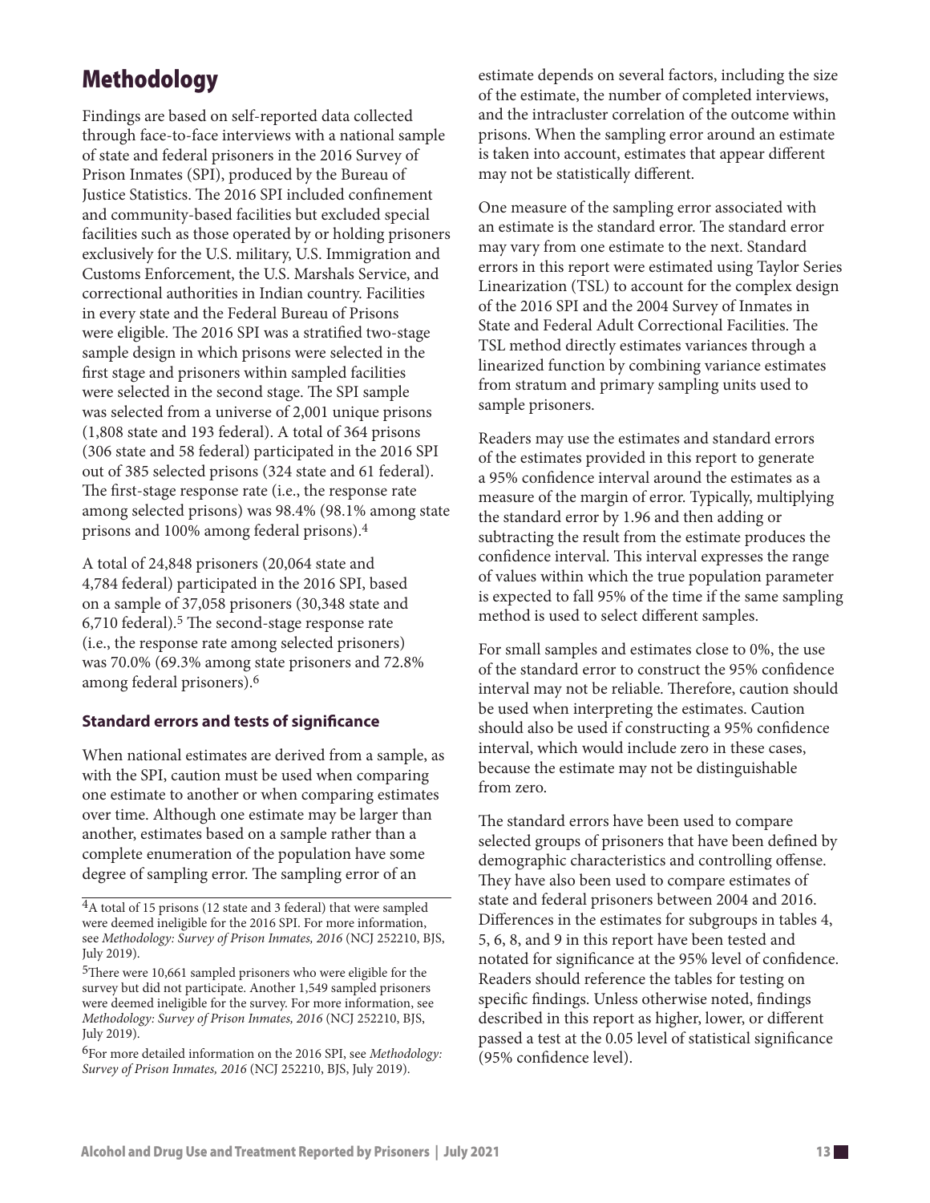# Methodology

Findings are based on self-reported data collected through face-to-face interviews with a national sample of state and federal prisoners in the 2016 Survey of Prison Inmates (SPI), produced by the Bureau of Justice Statistics. The 2016 SPI included confinement and community-based facilities but excluded special facilities such as those operated by or holding prisoners exclusively for the U.S. military, U.S. Immigration and Customs Enforcement, the U.S. Marshals Service, and correctional authorities in Indian country. Facilities in every state and the Federal Bureau of Prisons were eligible. The 2016 SPI was a stratified two-stage sample design in which prisons were selected in the first stage and prisoners within sampled facilities were selected in the second stage. The SPI sample was selected from a universe of 2,001 unique prisons (1,808 state and 193 federal). A total of 364 prisons (306 state and 58 federal) participated in the 2016 SPI out of 385 selected prisons (324 state and 61 federal). The first-stage response rate (i.e., the response rate among selected prisons) was 98.4% (98.1% among state prisons and 100% among federal prisons).[4]

A total of 24,848 prisoners (20,064 state and 4,784 federal) participated in the 2016 SPI, based on a sample of 37,058 prisoners (30,348 state and 6,710 federal).[5] The second-stage response rate (i.e., the response rate among selected prisoners) was 70.0% (69.3% among state prisoners and 72.8% among federal prisoners).[6]

### Standard errors and tests of significance

When national estimates are derived from a sample, as with the SPI, caution must be used when comparing one estimate to another or when comparing estimates over time. Although one estimate may be larger than another, estimates based on a sample rather than a complete enumeration of the population have some degree of sampling error. The sampling error of an estimate depends on several factors, including the size of the estimate, the number of completed interviews, and the intracluster correlation of the outcome within prisons. When the sampling error around an estimate is taken into account, estimates that appear different may not be statistically different.

One measure of the sampling error associated with an estimate is the standard error. The standard error may vary from one estimate to the next. Standard errors in this report were estimated using Taylor Series Linearization (TSL) to account for the complex design of the 2016 SPI and the 2004 Survey of Inmates in State and Federal Adult Correctional Facilities. The TSL method directly estimates variances through a linearized function by combining variance estimates from stratum and primary sampling units used to sample prisoners.

Readers may use the estimates and standard errors of the estimates provided in this report to generate a 95% confidence interval around the estimates as a measure of the margin of error. Typically, multiplying the standard error by 1.96 and then adding or subtracting the result from the estimate produces the confidence interval. This interval expresses the range of values within which the true population parameter is expected to fall 95% of the time if the same sampling method is used to select different samples.

For small samples and estimates close to 0%, the use of the standard error to construct the 95% confidence interval may not be reliable. Therefore, caution should be used when interpreting the estimates. Caution should also be used if constructing a 95% confidence interval, which would include zero in these cases, because the estimate may not be distinguishable from zero.

The standard errors have been used to compare selected groups of prisoners that have been defined by demographic characteristics and controlling offense. They have also been used to compare estimates of state and federal prisoners between 2004 and 2016. Differences in the estimates for subgroups in tables 4, 5, 6, 8, and 9 in this report have been tested and notated for significance at the 95% level of confidence. Readers should reference the tables for testing on specific findings. Unless otherwise noted, findings described in this report as higher, lower, or different passed a test at the 0.05 level of statistical significance (95% confidence level).

---

[4]A total of 15 prisons (12 state and 3 federal) that were sampled were deemed ineligible for the 2016 SPI. For more information, see *Methodology: Survey of Prison Inmates, 2016* (NCJ 252210, BJS, July 2019).

[5]There were 10,661 sampled prisoners who were eligible for the survey but did not participate. Another 1,549 sampled prisoners were deemed ineligible for the survey. For more information, see *Methodology: Survey of Prison Inmates, 2016* (NCJ 252210, BJS, July 2019).

[6]For more detailed information on the 2016 SPI, see *Methodology: Survey of Prison Inmates, 2016* (NCJ 252210, BJS, July 2019).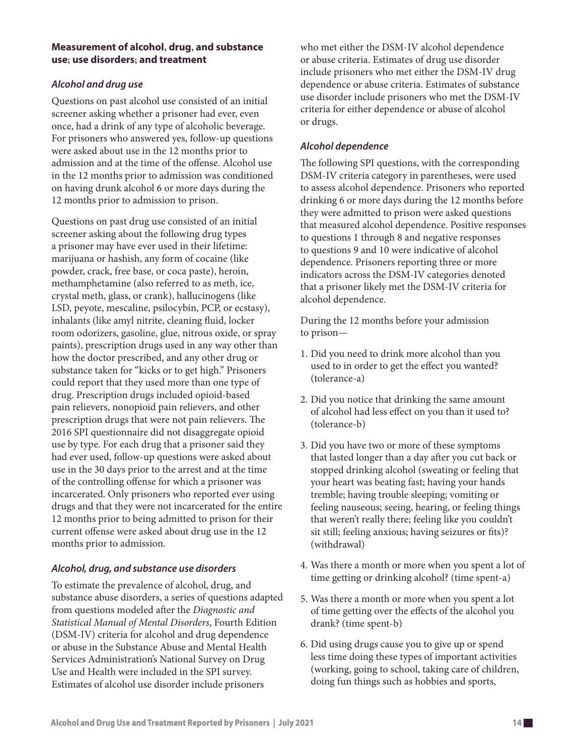### Measurement of alcohol, drug, and substance use; use disorders; and treatment

#### *Alcohol and drug use*

Questions on past alcohol use consisted of an initial screener asking whether a prisoner had ever, even once, had a drink of any type of alcoholic beverage. For prisoners who answered yes, follow-up questions were asked about use in the 12 months prior to admission and at the time of the offense. Alcohol use in the 12 months prior to admission was conditioned on having drunk alcohol 6 or more days during the 12 months prior to admission to prison.

Questions on past drug use consisted of an initial screener asking about the following drug types a prisoner may have ever used in their lifetime: marijuana or hashish, any form of cocaine (like powder, crack, free base, or coca paste), heroin, methamphetamine (also referred to as meth, ice, crystal meth, glass, or crank), hallucinogens (like LSD, peyote, mescaline, psilocybin, PCP, or ecstasy), inhalants (like amyl nitrite, cleaning fluid, locker room odorizers, gasoline, glue, nitrous oxide, or spray paints), prescription drugs used in any way other than how the doctor prescribed, and any other drug or substance taken for "kicks or to get high." Prisoners could report that they used more than one type of drug. Prescription drugs included opioid-based pain relievers, nonopioid pain relievers, and other prescription drugs that were not pain relievers. The 2016 SPI questionnaire did not disaggregate opioid use by type. For each drug that a prisoner said they had ever used, follow-up questions were asked about use in the 30 days prior to the arrest and at the time of the controlling offense for which a prisoner was incarcerated. Only prisoners who reported ever using drugs and that they were not incarcerated for the entire 12 months prior to being admitted to prison for their current offense were asked about drug use in the 12 months prior to admission.

#### *Alcohol, drug, and substance use disorders*

To estimate the prevalence of alcohol, drug, and substance abuse disorders, a series of questions adapted from questions modeled after the *Diagnostic and Statistical Manual of Mental Disorders*, Fourth Edition (DSM-IV) criteria for alcohol and drug dependence or abuse in the Substance Abuse and Mental Health Services Administration's National Survey on Drug Use and Health were included in the SPI survey. Estimates of alcohol use disorder include prisoners who met either the DSM-IV alcohol dependence or abuse criteria. Estimates of drug use disorder include prisoners who met either the DSM-IV drug dependence or abuse criteria. Estimates of substance use disorder include prisoners who met the DSM-IV criteria for either dependence or abuse of alcohol or drugs.

#### *Alcohol dependence*

The following SPI questions, with the corresponding DSM-IV criteria category in parentheses, were used to assess alcohol dependence. Prisoners who reported drinking 6 or more days during the 12 months before they were admitted to prison were asked questions that measured alcohol dependence. Positive responses to questions 1 through 8 and negative responses to questions 9 and 10 were indicative of alcohol dependence. Prisoners reporting three or more indicators across the DSM-IV categories denoted that a prisoner likely met the DSM-IV criteria for alcohol dependence.

During the 12 months before your admission to prison—

1. Did you need to drink more alcohol than you used to in order to get the effect you wanted? (tolerance-a)
2. Did you notice that drinking the same amount of alcohol had less effect on you than it used to? (tolerance-b)
3. Did you have two or more of these symptoms that lasted longer than a day after you cut back or stopped drinking alcohol (sweating or feeling that your heart was beating fast; having your hands tremble; having trouble sleeping; vomiting or feeling nauseous; seeing, hearing, or feeling things that weren't really there; feeling like you couldn't sit still; feeling anxious; having seizures or fits)? (withdrawal)
4. Was there a month or more when you spent a lot of time getting or drinking alcohol? (time spent-a)
5. Was there a month or more when you spent a lot of time getting over the effects of the alcohol you drank? (time spent-b)
6. Did using drugs cause you to give up or spend less time doing these types of important activities (working, going to school, taking care of children, doing fun things such as hobbies and sports,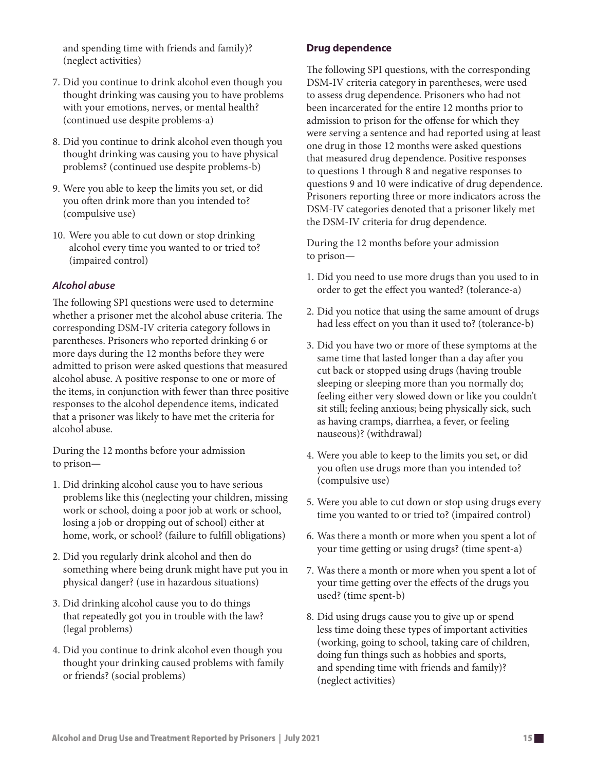and spending time with friends and family)? (neglect activities)

7. Did you continue to drink alcohol even though you thought drinking was causing you to have problems with your emotions, nerves, or mental health? (continued use despite problems-a)
8. Did you continue to drink alcohol even though you thought drinking was causing you to have physical problems? (continued use despite problems-b)
9. Were you able to keep the limits you set, or did you often drink more than you intended to? (compulsive use)
10. Were you able to cut down or stop drinking alcohol every time you wanted to or tried to? (impaired control)

### *Alcohol abuse*

The following SPI questions were used to determine whether a prisoner met the alcohol abuse criteria. The corresponding DSM-IV criteria category follows in parentheses. Prisoners who reported drinking 6 or more days during the 12 months before they were admitted to prison were asked questions that measured alcohol abuse. A positive response to one or more of the items, in conjunction with fewer than three positive responses to the alcohol dependence items, indicated that a prisoner was likely to have met the criteria for alcohol abuse.

During the 12 months before your admission to prison—

1. Did drinking alcohol cause you to have serious problems like this (neglecting your children, missing work or school, doing a poor job at work or school, losing a job or dropping out of school) either at home, work, or school? (failure to fulfill obligations)
2. Did you regularly drink alcohol and then do something where being drunk might have put you in physical danger? (use in hazardous situations)
3. Did drinking alcohol cause you to do things that repeatedly got you in trouble with the law? (legal problems)
4. Did you continue to drink alcohol even though you thought your drinking caused problems with family or friends? (social problems)

### **Drug dependence**

The following SPI questions, with the corresponding DSM-IV criteria category in parentheses, were used to assess drug dependence. Prisoners who had not been incarcerated for the entire 12 months prior to admission to prison for the offense for which they were serving a sentence and had reported using at least one drug in those 12 months were asked questions that measured drug dependence. Positive responses to questions 1 through 8 and negative responses to questions 9 and 10 were indicative of drug dependence. Prisoners reporting three or more indicators across the DSM-IV categories denoted that a prisoner likely met the DSM-IV criteria for drug dependence.

During the 12 months before your admission to prison—

1. Did you need to use more drugs than you used to in order to get the effect you wanted? (tolerance-a)
2. Did you notice that using the same amount of drugs had less effect on you than it used to? (tolerance-b)
3. Did you have two or more of these symptoms at the same time that lasted longer than a day after you cut back or stopped using drugs (having trouble sleeping or sleeping more than you normally do; feeling either very slowed down or like you couldn't sit still; feeling anxious; being physically sick, such as having cramps, diarrhea, a fever, or feeling nauseous)? (withdrawal)
4. Were you able to keep to the limits you set, or did you often use drugs more than you intended to? (compulsive use)
5. Were you able to cut down or stop using drugs every time you wanted to or tried to? (impaired control)
6. Was there a month or more when you spent a lot of your time getting or using drugs? (time spent-a)
7. Was there a month or more when you spent a lot of your time getting over the effects of the drugs you used? (time spent-b)
8. Did using drugs cause you to give up or spend less time doing these types of important activities (working, going to school, taking care of children, doing fun things such as hobbies and sports, and spending time with friends and family)? (neglect activities)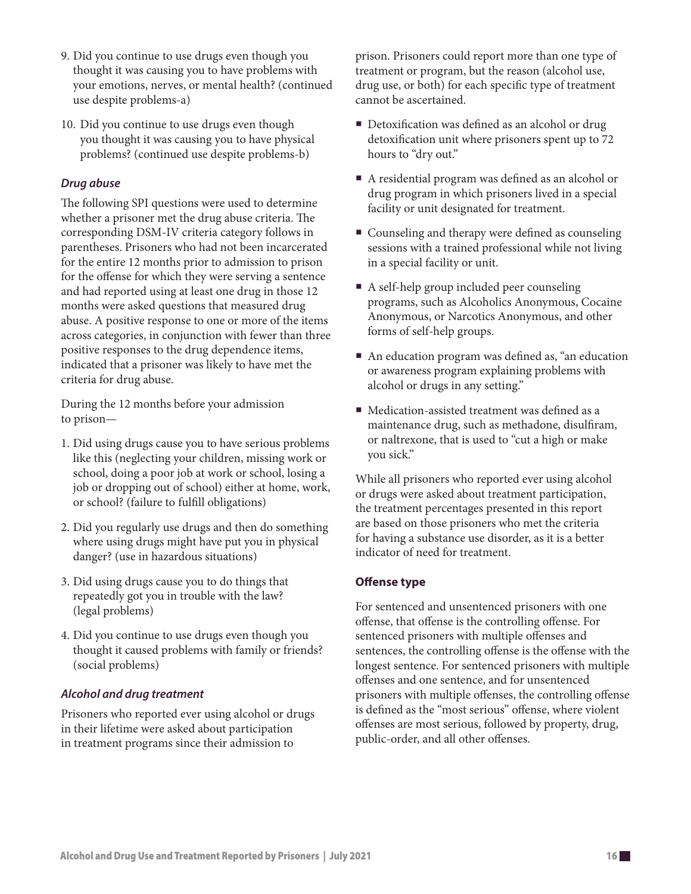9. Did you continue to use drugs even though you thought it was causing you to have problems with your emotions, nerves, or mental health? (continued use despite problems-a)

10. Did you continue to use drugs even though you thought it was causing you to have physical problems? (continued use despite problems-b)

### *Drug abuse*

The following SPI questions were used to determine whether a prisoner met the drug abuse criteria. The corresponding DSM-IV criteria category follows in parentheses. Prisoners who had not been incarcerated for the entire 12 months prior to admission to prison for the offense for which they were serving a sentence and had reported using at least one drug in those 12 months were asked questions that measured drug abuse. A positive response to one or more of the items across categories, in conjunction with fewer than three positive responses to the drug dependence items, indicated that a prisoner was likely to have met the criteria for drug abuse.

During the 12 months before your admission to prison—

1. Did using drugs cause you to have serious problems like this (neglecting your children, missing work or school, doing a poor job at work or school, losing a job or dropping out of school) either at home, work, or school? (failure to fulfill obligations)
2. Did you regularly use drugs and then do something where using drugs might have put you in physical danger? (use in hazardous situations)
3. Did using drugs cause you to do things that repeatedly got you in trouble with the law? (legal problems)
4. Did you continue to use drugs even though you thought it caused problems with family or friends? (social problems)

### *Alcohol and drug treatment*

Prisoners who reported ever using alcohol or drugs in their lifetime were asked about participation in treatment programs since their admission to prison. Prisoners could report more than one type of treatment or program, but the reason (alcohol use, drug use, or both) for each specific type of treatment cannot be ascertained.

- Detoxification was defined as an alcohol or drug detoxification unit where prisoners spent up to 72 hours to "dry out."
- A residential program was defined as an alcohol or drug program in which prisoners lived in a special facility or unit designated for treatment.
- Counseling and therapy were defined as counseling sessions with a trained professional while not living in a special facility or unit.
- A self-help group included peer counseling programs, such as Alcoholics Anonymous, Cocaine Anonymous, or Narcotics Anonymous, and other forms of self-help groups.
- An education program was defined as, "an education or awareness program explaining problems with alcohol or drugs in any setting."
- Medication-assisted treatment was defined as a maintenance drug, such as methadone, disulfiram, or naltrexone, that is used to "cut a high or make you sick."

While all prisoners who reported ever using alcohol or drugs were asked about treatment participation, the treatment percentages presented in this report are based on those prisoners who met the criteria for having a substance use disorder, as it is a better indicator of need for treatment.

## **Offense type**

For sentenced and unsentenced prisoners with one offense, that offense is the controlling offense. For sentenced prisoners with multiple offenses and sentences, the controlling offense is the offense with the longest sentence. For sentenced prisoners with multiple offenses and one sentence, and for unsentenced prisoners with multiple offenses, the controlling offense is defined as the "most serious" offense, where violent offenses are most serious, followed by property, drug, public-order, and all other offenses.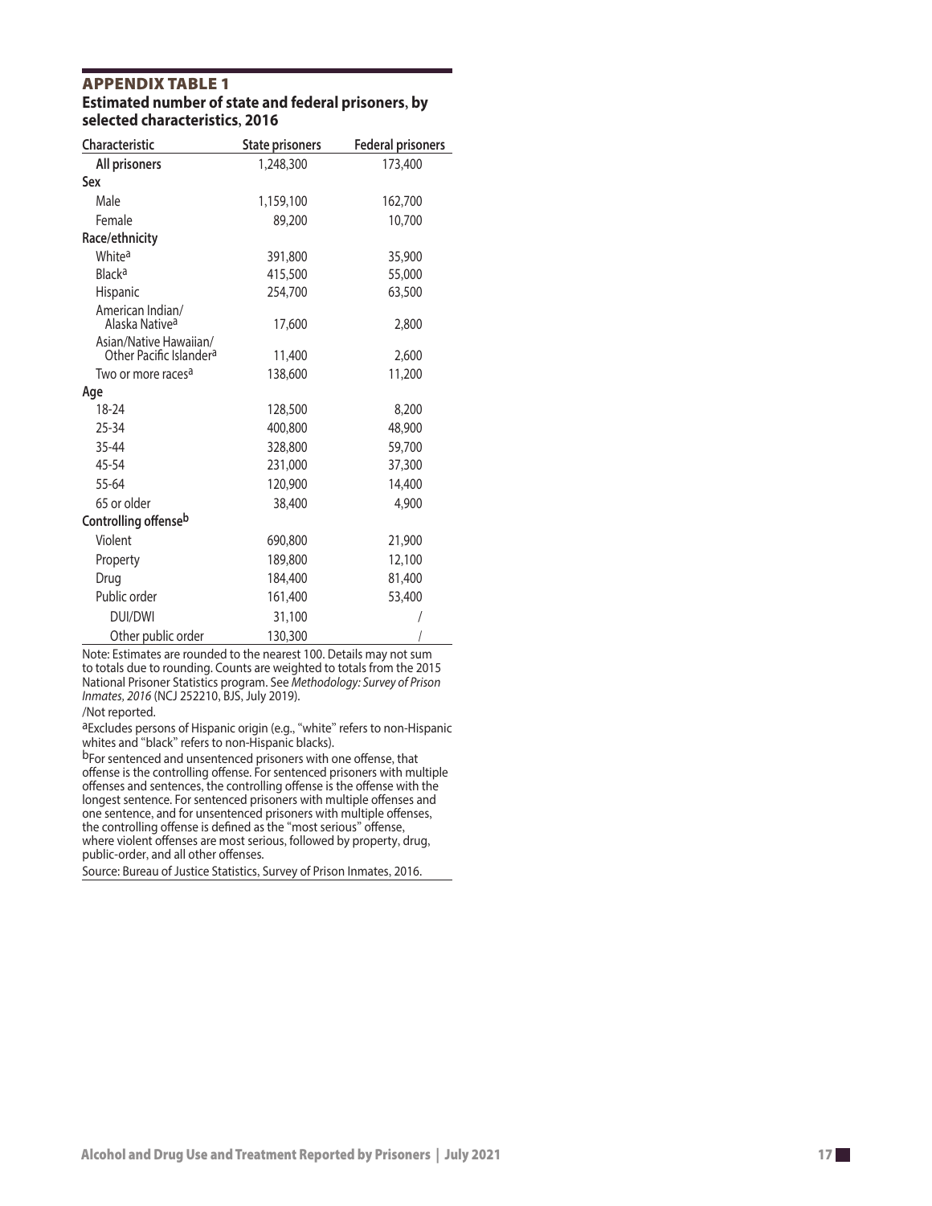## APPENDIX TABLE 1

**Estimated number of state and federal prisoners, by selected characteristics, 2016**

| Characteristic | State prisoners | Federal prisoners |
|---|---|---|
| **All prisoners** | 1,248,300 | 173,400 |
| **Sex** | | |
| Male | 1,159,100 | 162,700 |
| Female | 89,200 | 10,700 |
| **Race/ethnicity** | | |
| White[a] | 391,800 | 35,900 |
| Black[a] | 415,500 | 55,000 |
| Hispanic | 254,700 | 63,500 |
| American Indian/ Alaska Native[a] | 17,600 | 2,800 |
| Asian/Native Hawaiian/ Other Pacific Islander[a] | 11,400 | 2,600 |
| Two or more races[a] | 138,600 | 11,200 |
| **Age** | | |
| 18-24 | 128,500 | 8,200 |
| 25-34 | 400,800 | 48,900 |
| 35-44 | 328,800 | 59,700 |
| 45-54 | 231,000 | 37,300 |
| 55-64 | 120,900 | 14,400 |
| 65 or older | 38,400 | 4,900 |
| **Controlling offense[b]** | | |
| Violent | 690,800 | 21,900 |
| Property | 189,800 | 12,100 |
| Drug | 184,400 | 81,400 |
| Public order | 161,400 | 53,400 |
| DUI/DWI | 31,100 | / |
| Other public order | 130,300 | / |

Note: Estimates are rounded to the nearest 100. Details may not sum to totals due to rounding. Counts are weighted to totals from the 2015 National Prisoner Statistics program. See *Methodology: Survey of Prison Inmates, 2016* (NCJ 252210, BJS, July 2019).

/Not reported.

[a]Excludes persons of Hispanic origin (e.g., "white" refers to non-Hispanic whites and "black" refers to non-Hispanic blacks).

[b]For sentenced and unsentenced prisoners with one offense, that offense is the controlling offense. For sentenced prisoners with multiple offenses and sentences, the controlling offense is the offense with the longest sentence. For sentenced prisoners with multiple offenses and one sentence, and for unsentenced prisoners with multiple offenses, the controlling offense is defined as the "most serious" offense, where violent offenses are most serious, followed by property, drug, public-order, and all other offenses.

Source: Bureau of Justice Statistics, Survey of Prison Inmates, 2016.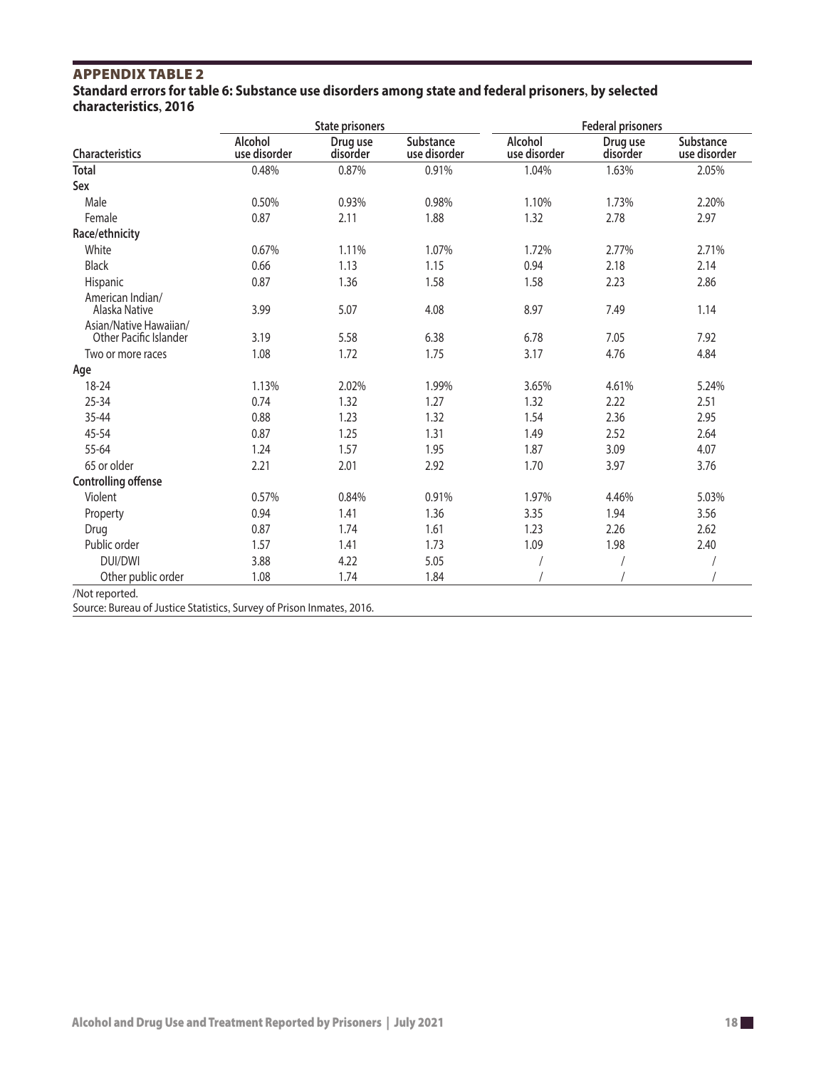## APPENDIX TABLE 2

**Standard errors for table 6: Substance use disorders among state and federal prisoners, by selected characteristics, 2016**

| Characteristics | State prisoners | | | Federal prisoners | | |
|---|---|---|---|---|---|---|
| | Alcohol use disorder | Drug use disorder | Substance use disorder | Alcohol use disorder | Drug use disorder | Substance use disorder |
| **Total** | 0.48% | 0.87% | 0.91% | 1.04% | 1.63% | 2.05% |
| **Sex** | | | | | | |
| Male | 0.50% | 0.93% | 0.98% | 1.10% | 1.73% | 2.20% |
| Female | 0.87 | 2.11 | 1.88 | 1.32 | 2.78 | 2.97 |
| **Race/ethnicity** | | | | | | |
| White | 0.67% | 1.11% | 1.07% | 1.72% | 2.77% | 2.71% |
| Black | 0.66 | 1.13 | 1.15 | 0.94 | 2.18 | 2.14 |
| Hispanic | 0.87 | 1.36 | 1.58 | 1.58 | 2.23 | 2.86 |
| American Indian/ Alaska Native | 3.99 | 5.07 | 4.08 | 8.97 | 7.49 | 1.14 |
| Asian/Native Hawaiian/ Other Pacific Islander | 3.19 | 5.58 | 6.38 | 6.78 | 7.05 | 7.92 |
| Two or more races | 1.08 | 1.72 | 1.75 | 3.17 | 4.76 | 4.84 |
| **Age** | | | | | | |
| 18-24 | 1.13% | 2.02% | 1.99% | 3.65% | 4.61% | 5.24% |
| 25-34 | 0.74 | 1.32 | 1.27 | 1.32 | 2.22 | 2.51 |
| 35-44 | 0.88 | 1.23 | 1.32 | 1.54 | 2.36 | 2.95 |
| 45-54 | 0.87 | 1.25 | 1.31 | 1.49 | 2.52 | 2.64 |
| 55-64 | 1.24 | 1.57 | 1.95 | 1.87 | 3.09 | 4.07 |
| 65 or older | 2.21 | 2.01 | 2.92 | 1.70 | 3.97 | 3.76 |
| **Controlling offense** | | | | | | |
| Violent | 0.57% | 0.84% | 0.91% | 1.97% | 4.46% | 5.03% |
| Property | 0.94 | 1.41 | 1.36 | 3.35 | 1.94 | 3.56 |
| Drug | 0.87 | 1.74 | 1.61 | 1.23 | 2.26 | 2.62 |
| Public order | 1.57 | 1.41 | 1.73 | 1.09 | 1.98 | 2.40 |
| DUI/DWI | 3.88 | 4.22 | 5.05 | / | / | / |
| Other public order | 1.08 | 1.74 | 1.84 | / | / | / |

/Not reported.

Source: Bureau of Justice Statistics, Survey of Prison Inmates, 2016.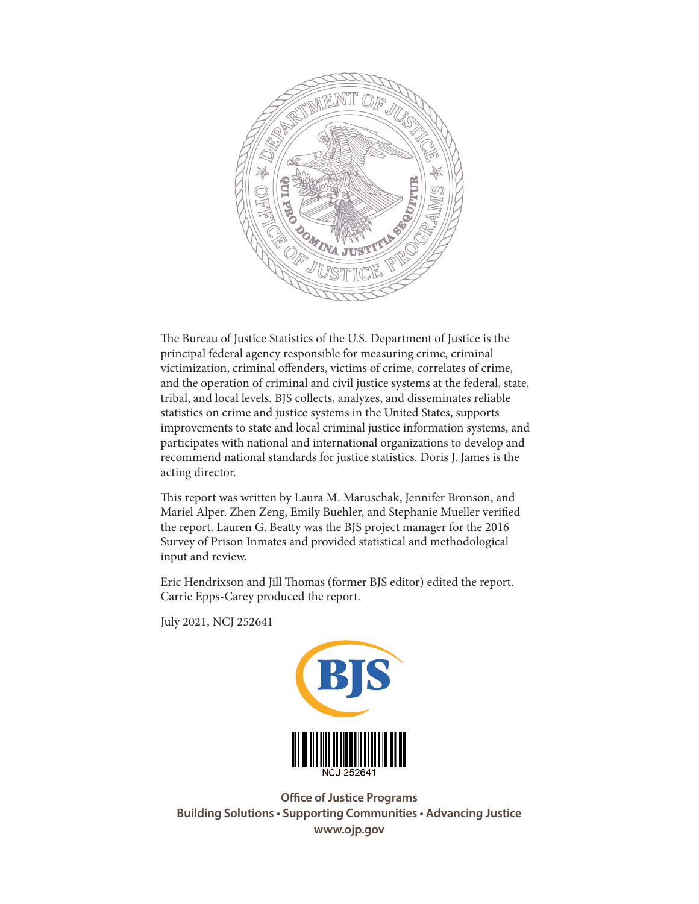The Bureau of Justice Statistics of the U.S. Department of Justice is the principal federal agency responsible for measuring crime, criminal victimization, criminal offenders, victims of crime, correlates of crime, and the operation of criminal and civil justice systems at the federal, state, tribal, and local levels. BJS collects, analyzes, and disseminates reliable statistics on crime and justice systems in the United States, supports improvements to state and local criminal justice information systems, and participates with national and international organizations to develop and recommend national standards for justice statistics. Doris J. James is the acting director.

This report was written by Laura M. Maruschak, Jennifer Bronson, and Mariel Alper. Zhen Zeng, Emily Buehler, and Stephanie Mueller verified the report. Lauren G. Beatty was the BJS project manager for the 2016 Survey of Prison Inmates and provided statistical and methodological input and review.

Eric Hendrixson and Jill Thomas (former BJS editor) edited the report. Carrie Epps-Carey produced the report.

July 2021, NCJ 252641

NCJ 252641

**Office of Justice Programs**
**Building Solutions • Supporting Communities • Advancing Justice**
**www.ojp.gov**